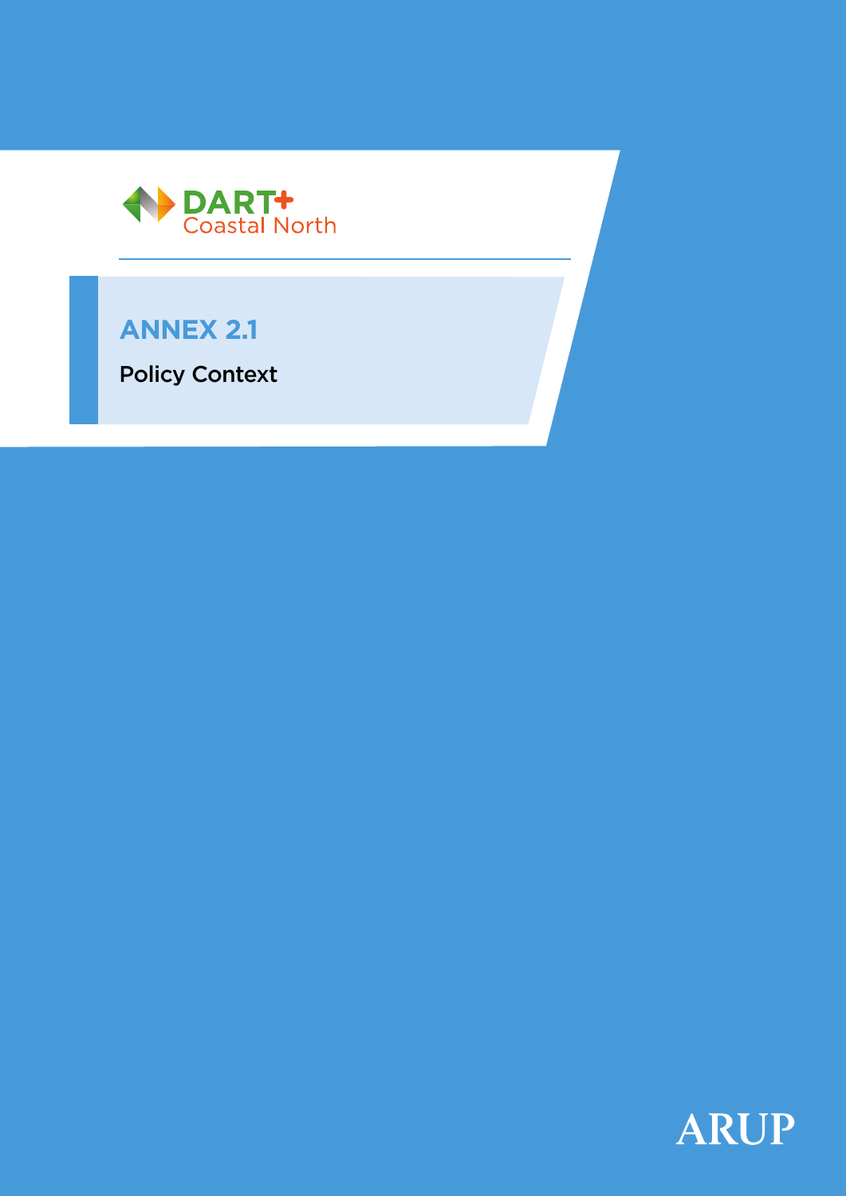DART+ Coastal North

# ANNEX 2.1

## Policy Context

ARUP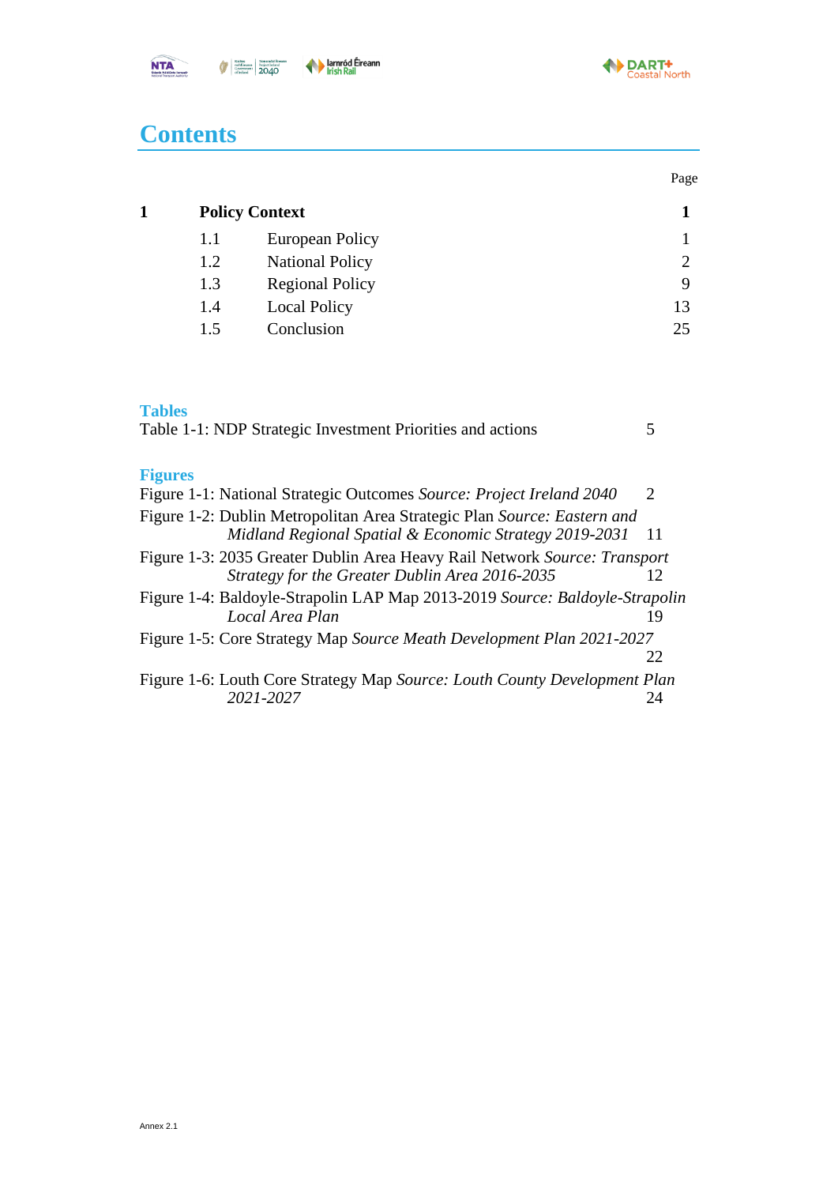# Contents

| | | | Page |
|---|---|---|---|
| **1** | **Policy Context** | | **1** |
| | 1.1 | European Policy | 1 |
| | 1.2 | National Policy | 2 |
| | 1.3 | Regional Policy | 9 |
| | 1.4 | Local Policy | 13 |
| | 1.5 | Conclusion | 25 |

## Tables

Table 1-1: NDP Strategic Investment Priorities and actions 5

## Figures

Figure 1-1: National Strategic Outcomes *Source: Project Ireland 2040* 2

Figure 1-2: Dublin Metropolitan Area Strategic Plan *Source: Eastern and Midland Regional Spatial & Economic Strategy 2019-2031* 11

Figure 1-3: 2035 Greater Dublin Area Heavy Rail Network *Source: Transport Strategy for the Greater Dublin Area 2016-2035* 12

Figure 1-4: Baldoyle-Strapolin LAP Map 2013-2019 *Source: Baldoyle-Strapolin Local Area Plan* 19

Figure 1-5: Core Strategy Map *Source Meath Development Plan 2021-2027* 22

Figure 1-6: Louth Core Strategy Map *Source: Louth County Development Plan 2021-2027* 24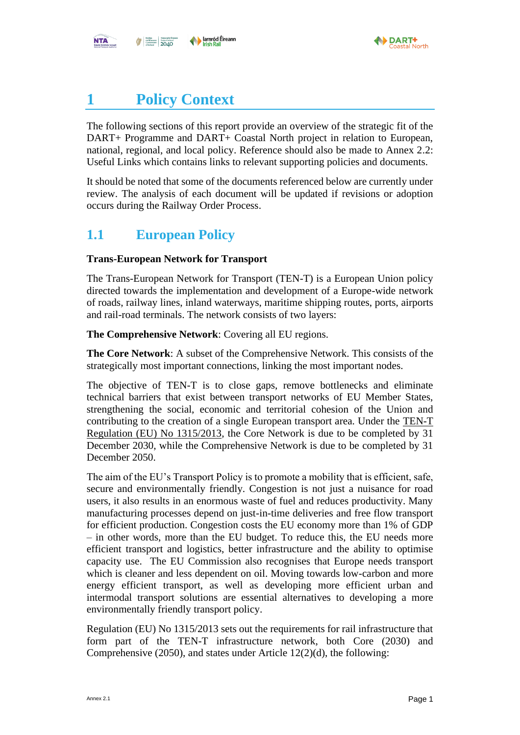# 1 Policy Context

The following sections of this report provide an overview of the strategic fit of the DART+ Programme and DART+ Coastal North project in relation to European, national, regional, and local policy. Reference should also be made to Annex 2.2: Useful Links which contains links to relevant supporting policies and documents.

It should be noted that some of the documents referenced below are currently under review. The analysis of each document will be updated if revisions or adoption occurs during the Railway Order Process.

## 1.1 European Policy

**Trans-European Network for Transport**

The Trans-European Network for Transport (TEN-T) is a European Union policy directed towards the implementation and development of a Europe-wide network of roads, railway lines, inland waterways, maritime shipping routes, ports, airports and rail-road terminals. The network consists of two layers:

**The Comprehensive Network**: Covering all EU regions.

**The Core Network**: A subset of the Comprehensive Network. This consists of the strategically most important connections, linking the most important nodes.

The objective of TEN-T is to close gaps, remove bottlenecks and eliminate technical barriers that exist between transport networks of EU Member States, strengthening the social, economic and territorial cohesion of the Union and contributing to the creation of a single European transport area. Under the TEN-T Regulation (EU) No 1315/2013, the Core Network is due to be completed by 31 December 2030, while the Comprehensive Network is due to be completed by 31 December 2050.

The aim of the EU's Transport Policy is to promote a mobility that is efficient, safe, secure and environmentally friendly. Congestion is not just a nuisance for road users, it also results in an enormous waste of fuel and reduces productivity. Many manufacturing processes depend on just-in-time deliveries and free flow transport for efficient production. Congestion costs the EU economy more than 1% of GDP – in other words, more than the EU budget. To reduce this, the EU needs more efficient transport and logistics, better infrastructure and the ability to optimise capacity use. The EU Commission also recognises that Europe needs transport which is cleaner and less dependent on oil. Moving towards low-carbon and more energy efficient transport, as well as developing more efficient urban and intermodal transport solutions are essential alternatives to developing a more environmentally friendly transport policy.

Regulation (EU) No 1315/2013 sets out the requirements for rail infrastructure that form part of the TEN-T infrastructure network, both Core (2030) and Comprehensive (2050), and states under Article 12(2)(d), the following: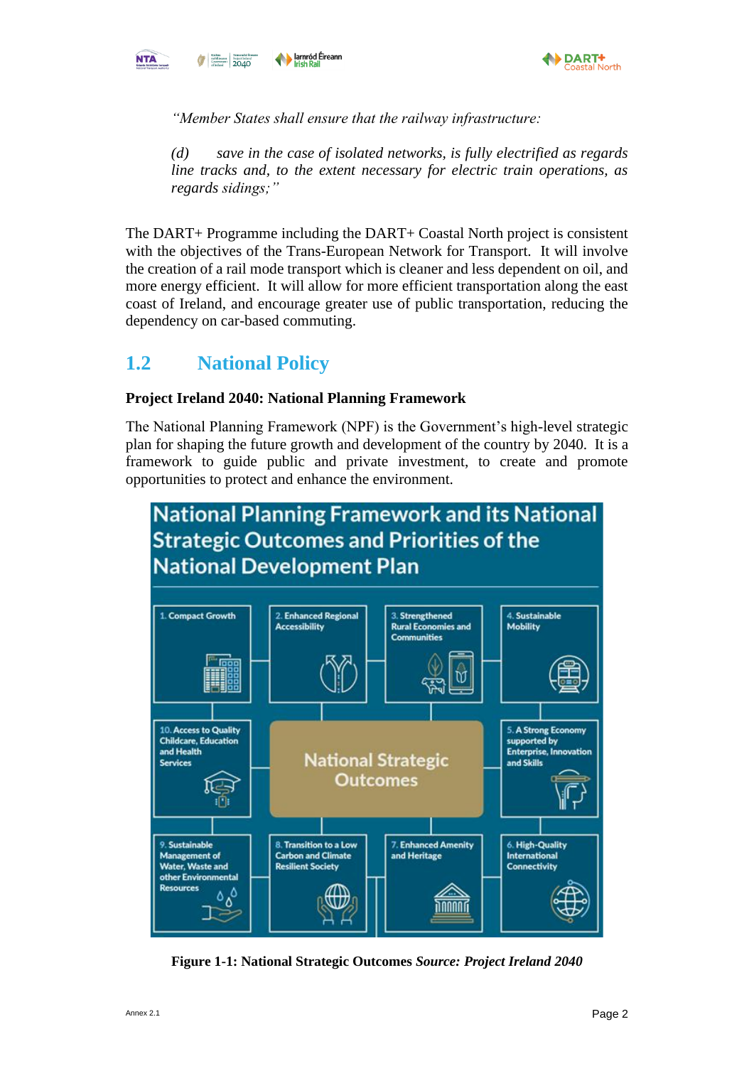*"Member States shall ensure that the railway infrastructure:*

*(d) save in the case of isolated networks, is fully electrified as regards line tracks and, to the extent necessary for electric train operations, as regards sidings;"*

The DART+ Programme including the DART+ Coastal North project is consistent with the objectives of the Trans-European Network for Transport. It will involve the creation of a rail mode transport which is cleaner and less dependent on oil, and more energy efficient. It will allow for more efficient transportation along the east coast of Ireland, and encourage greater use of public transportation, reducing the dependency on car-based commuting.

## 1.2 National Policy

**Project Ireland 2040: National Planning Framework**

The National Planning Framework (NPF) is the Government's high-level strategic plan for shaping the future growth and development of the country by 2040. It is a framework to guide public and private investment, to create and promote opportunities to protect and enhance the environment.

National Planning Framework and its National Strategic Outcomes and Priorities of the National Development Plan

National Strategic Outcomes

1. Compact Growth
2. Enhanced Regional Accessibility
3. Strengthened Rural Economies and Communities
4. Sustainable Mobility
5. A Strong Economy supported by Enterprise, Innovation and Skills
6. High-Quality International Connectivity
7. Enhanced Amenity and Heritage
8. Transition to a Low Carbon and Climate Resilient Society
9. Sustainable Management of Water, Waste and other Environmental Resources
10. Access to Quality Childcare, Education and Health Services

**Figure 1-1: National Strategic Outcomes** ***Source: Project Ireland 2040***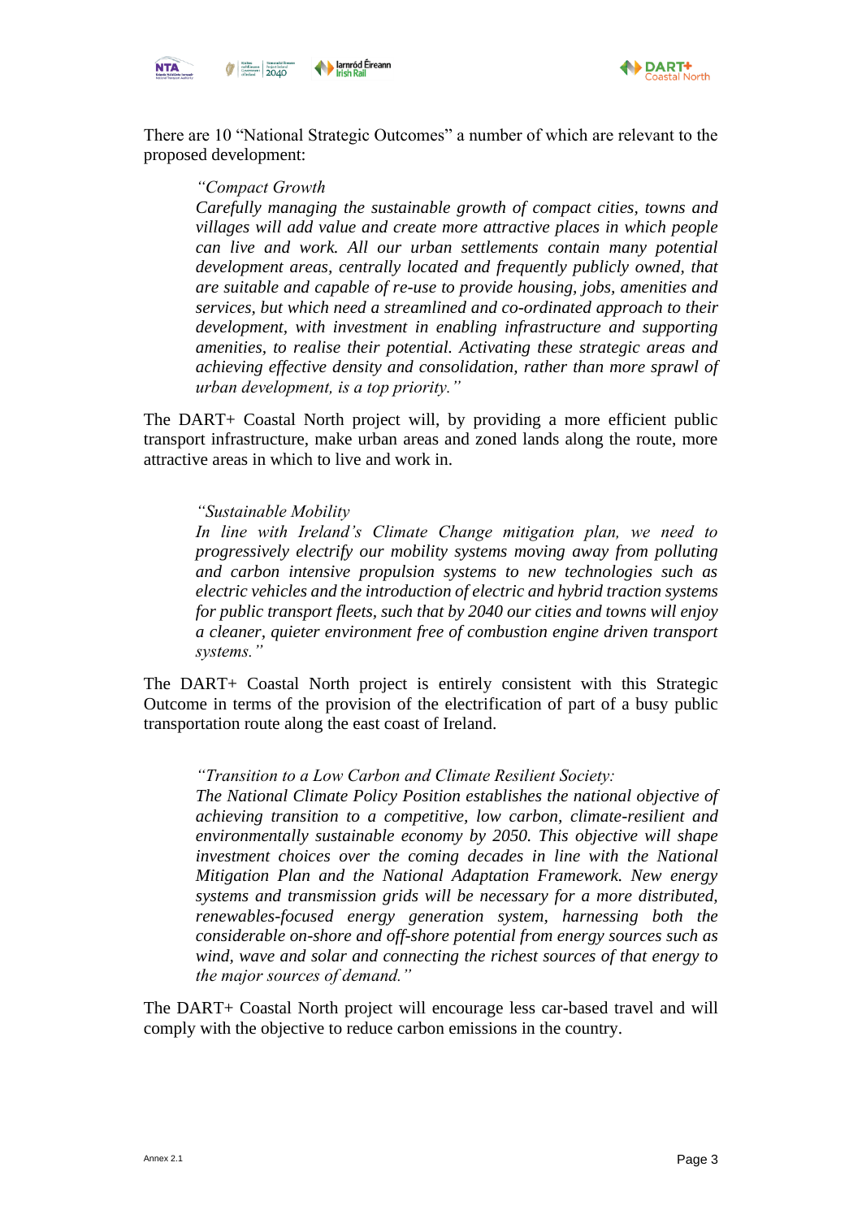There are 10 "National Strategic Outcomes" a number of which are relevant to the proposed development:

> *"Compact Growth*
> *Carefully managing the sustainable growth of compact cities, towns and villages will add value and create more attractive places in which people can live and work. All our urban settlements contain many potential development areas, centrally located and frequently publicly owned, that are suitable and capable of re-use to provide housing, jobs, amenities and services, but which need a streamlined and co-ordinated approach to their development, with investment in enabling infrastructure and supporting amenities, to realise their potential. Activating these strategic areas and achieving effective density and consolidation, rather than more sprawl of urban development, is a top priority."*

The DART+ Coastal North project will, by providing a more efficient public transport infrastructure, make urban areas and zoned lands along the route, more attractive areas in which to live and work in.

> *"Sustainable Mobility*
> *In line with Ireland's Climate Change mitigation plan, we need to progressively electrify our mobility systems moving away from polluting and carbon intensive propulsion systems to new technologies such as electric vehicles and the introduction of electric and hybrid traction systems for public transport fleets, such that by 2040 our cities and towns will enjoy a cleaner, quieter environment free of combustion engine driven transport systems."*

The DART+ Coastal North project is entirely consistent with this Strategic Outcome in terms of the provision of the electrification of part of a busy public transportation route along the east coast of Ireland.

> *"Transition to a Low Carbon and Climate Resilient Society:*
> *The National Climate Policy Position establishes the national objective of achieving transition to a competitive, low carbon, climate-resilient and environmentally sustainable economy by 2050. This objective will shape investment choices over the coming decades in line with the National Mitigation Plan and the National Adaptation Framework. New energy systems and transmission grids will be necessary for a more distributed, renewables-focused energy generation system, harnessing both the considerable on-shore and off-shore potential from energy sources such as wind, wave and solar and connecting the richest sources of that energy to the major sources of demand."*

The DART+ Coastal North project will encourage less car-based travel and will comply with the objective to reduce carbon emissions in the country.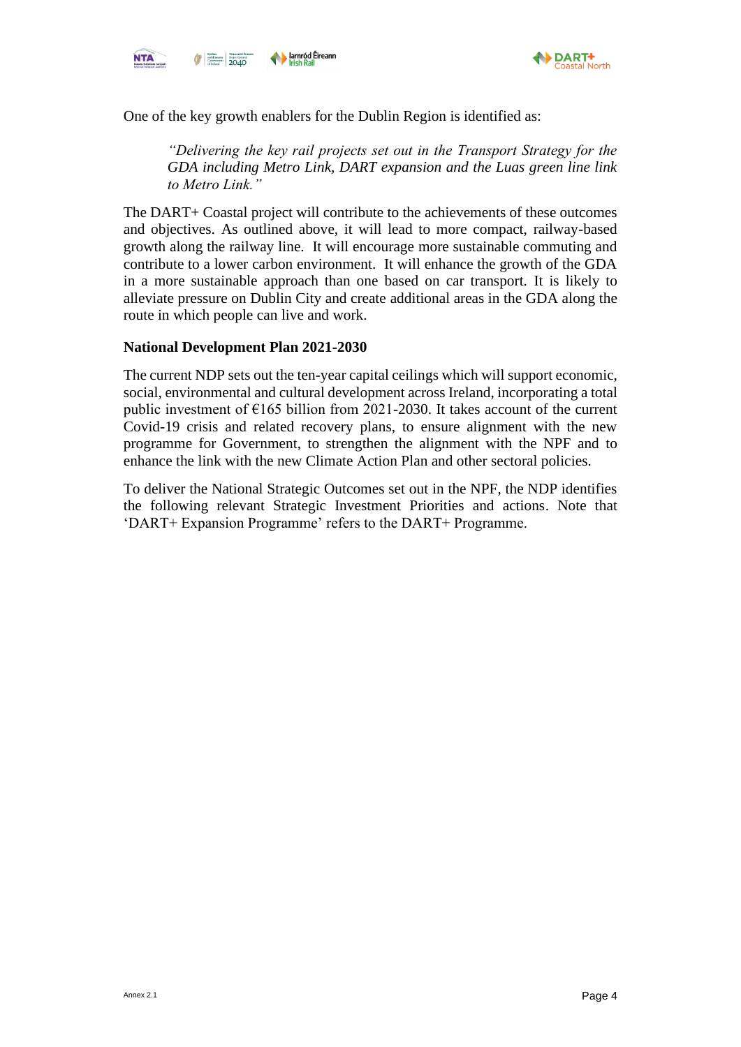One of the key growth enablers for the Dublin Region is identified as:

> *"Delivering the key rail projects set out in the Transport Strategy for the GDA including Metro Link, DART expansion and the Luas green line link to Metro Link."*

The DART+ Coastal project will contribute to the achievements of these outcomes and objectives. As outlined above, it will lead to more compact, railway-based growth along the railway line. It will encourage more sustainable commuting and contribute to a lower carbon environment. It will enhance the growth of the GDA in a more sustainable approach than one based on car transport. It is likely to alleviate pressure on Dublin City and create additional areas in the GDA along the route in which people can live and work.

**National Development Plan 2021-2030**

The current NDP sets out the ten-year capital ceilings which will support economic, social, environmental and cultural development across Ireland, incorporating a total public investment of €165 billion from 2021-2030. It takes account of the current Covid-19 crisis and related recovery plans, to ensure alignment with the new programme for Government, to strengthen the alignment with the NPF and to enhance the link with the new Climate Action Plan and other sectoral policies.

To deliver the National Strategic Outcomes set out in the NPF, the NDP identifies the following relevant Strategic Investment Priorities and actions. Note that 'DART+ Expansion Programme' refers to the DART+ Programme.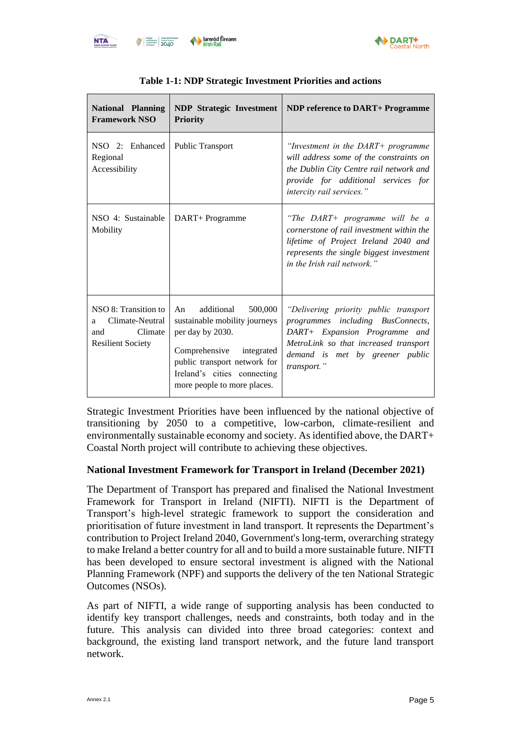**Table 1-1: NDP Strategic Investment Priorities and actions**

| National Planning Framework NSO | NDP Strategic Investment Priority | NDP reference to DART+ Programme |
|---|---|---|
| NSO 2: Enhanced Regional Accessibility | Public Transport | *"Investment in the DART+ programme will address some of the constraints on the Dublin City Centre rail network and provide for additional services for intercity rail services."* |
| NSO 4: Sustainable Mobility | DART+ Programme | *"The DART+ programme will be a cornerstone of rail investment within the lifetime of Project Ireland 2040 and represents the single biggest investment in the Irish rail network."* |
| NSO 8: Transition to a Climate-Neutral and Climate Resilient Society | An additional 500,000 sustainable mobility journeys per day by 2030.<br><br>Comprehensive integrated public transport network for Ireland's cities connecting more people to more places. | *"Delivering priority public transport programmes including BusConnects, DART+ Expansion Programme and MetroLink so that increased transport demand is met by greener public transport."* |

Strategic Investment Priorities have been influenced by the national objective of transitioning by 2050 to a competitive, low-carbon, climate-resilient and environmentally sustainable economy and society. As identified above, the DART+ Coastal North project will contribute to achieving these objectives.

**National Investment Framework for Transport in Ireland (December 2021)**

The Department of Transport has prepared and finalised the National Investment Framework for Transport in Ireland (NIFTI). NIFTI is the Department of Transport's high-level strategic framework to support the consideration and prioritisation of future investment in land transport. It represents the Department's contribution to Project Ireland 2040, Government's long-term, overarching strategy to make Ireland a better country for all and to build a more sustainable future. NIFTI has been developed to ensure sectoral investment is aligned with the National Planning Framework (NPF) and supports the delivery of the ten National Strategic Outcomes (NSOs).

As part of NIFTI, a wide range of supporting analysis has been conducted to identify key transport challenges, needs and constraints, both today and in the future. This analysis can divided into three broad categories: context and background, the existing land transport network, and the future land transport network.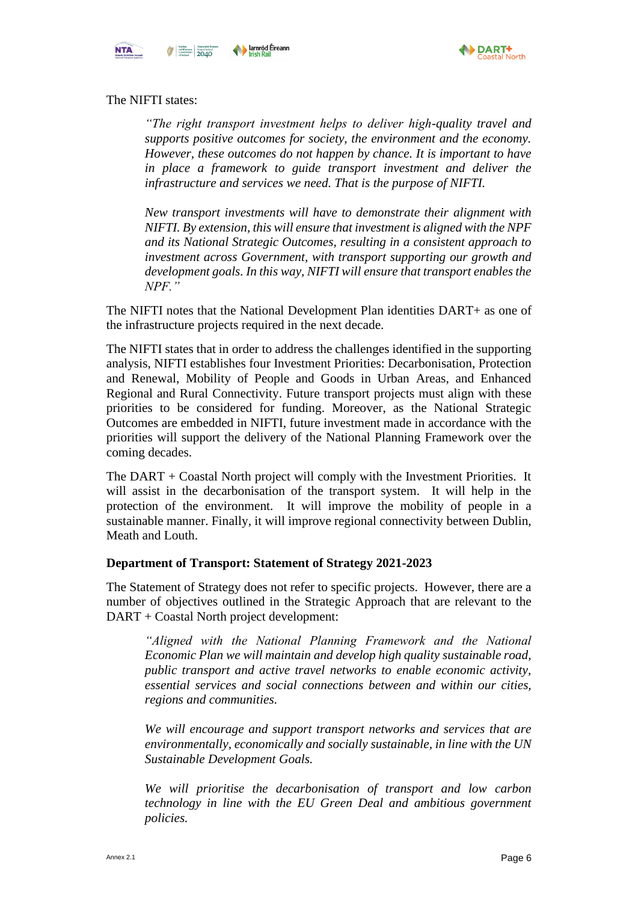The NIFTI states:

> *"The right transport investment helps to deliver high-quality travel and supports positive outcomes for society, the environment and the economy. However, these outcomes do not happen by chance. It is important to have in place a framework to guide transport investment and deliver the infrastructure and services we need. That is the purpose of NIFTI.*
>
> *New transport investments will have to demonstrate their alignment with NIFTI. By extension, this will ensure that investment is aligned with the NPF and its National Strategic Outcomes, resulting in a consistent approach to investment across Government, with transport supporting our growth and development goals. In this way, NIFTI will ensure that transport enables the NPF."*

The NIFTI notes that the National Development Plan identities DART+ as one of the infrastructure projects required in the next decade.

The NIFTI states that in order to address the challenges identified in the supporting analysis, NIFTI establishes four Investment Priorities: Decarbonisation, Protection and Renewal, Mobility of People and Goods in Urban Areas, and Enhanced Regional and Rural Connectivity. Future transport projects must align with these priorities to be considered for funding. Moreover, as the National Strategic Outcomes are embedded in NIFTI, future investment made in accordance with the priorities will support the delivery of the National Planning Framework over the coming decades.

The DART + Coastal North project will comply with the Investment Priorities. It will assist in the decarbonisation of the transport system. It will help in the protection of the environment. It will improve the mobility of people in a sustainable manner. Finally, it will improve regional connectivity between Dublin, Meath and Louth.

**Department of Transport: Statement of Strategy 2021-2023**

The Statement of Strategy does not refer to specific projects. However, there are a number of objectives outlined in the Strategic Approach that are relevant to the DART + Coastal North project development:

> *"Aligned with the National Planning Framework and the National Economic Plan we will maintain and develop high quality sustainable road, public transport and active travel networks to enable economic activity, essential services and social connections between and within our cities, regions and communities.*
>
> *We will encourage and support transport networks and services that are environmentally, economically and socially sustainable, in line with the UN Sustainable Development Goals.*
>
> *We will prioritise the decarbonisation of transport and low carbon technology in line with the EU Green Deal and ambitious government policies.*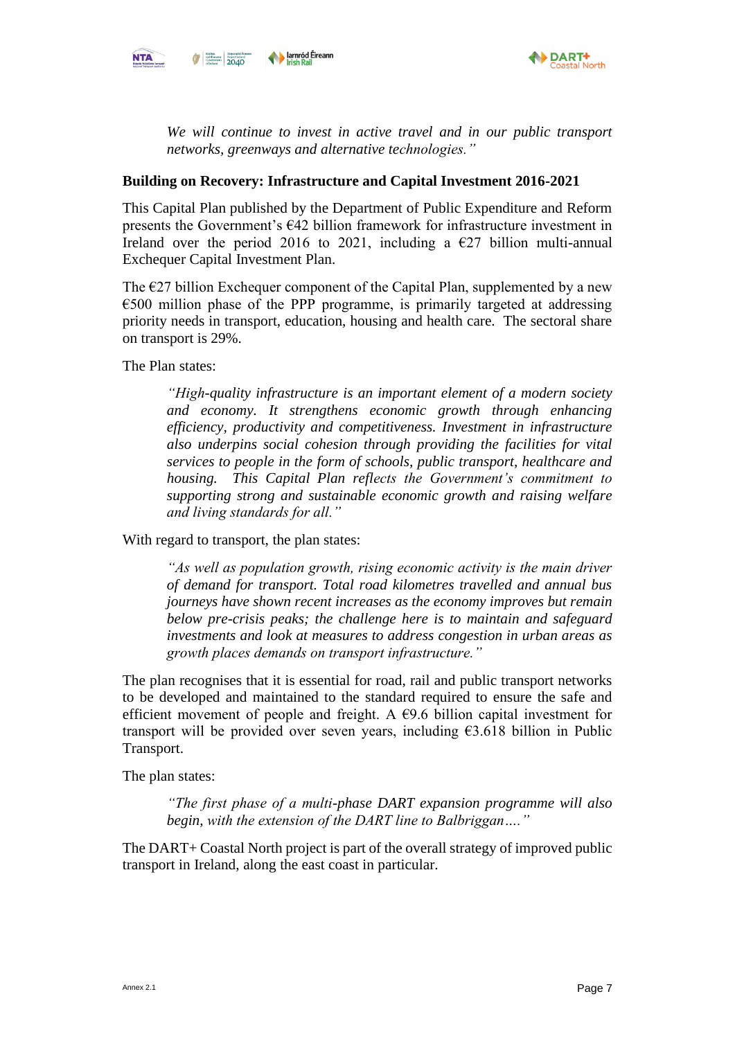*We will continue to invest in active travel and in our public transport networks, greenways and alternative technologies."*

**Building on Recovery: Infrastructure and Capital Investment 2016-2021**

This Capital Plan published by the Department of Public Expenditure and Reform presents the Government's €42 billion framework for infrastructure investment in Ireland over the period 2016 to 2021, including a €27 billion multi-annual Exchequer Capital Investment Plan.

The €27 billion Exchequer component of the Capital Plan, supplemented by a new €500 million phase of the PPP programme, is primarily targeted at addressing priority needs in transport, education, housing and health care. The sectoral share on transport is 29%.

The Plan states:

> *"High-quality infrastructure is an important element of a modern society and economy. It strengthens economic growth through enhancing efficiency, productivity and competitiveness. Investment in infrastructure also underpins social cohesion through providing the facilities for vital services to people in the form of schools, public transport, healthcare and housing. This Capital Plan reflects the Government's commitment to supporting strong and sustainable economic growth and raising welfare and living standards for all."*

With regard to transport, the plan states:

> *"As well as population growth, rising economic activity is the main driver of demand for transport. Total road kilometres travelled and annual bus journeys have shown recent increases as the economy improves but remain below pre-crisis peaks; the challenge here is to maintain and safeguard investments and look at measures to address congestion in urban areas as growth places demands on transport infrastructure."*

The plan recognises that it is essential for road, rail and public transport networks to be developed and maintained to the standard required to ensure the safe and efficient movement of people and freight. A €9.6 billion capital investment for transport will be provided over seven years, including €3.618 billion in Public Transport.

The plan states:

> *"The first phase of a multi-phase DART expansion programme will also begin, with the extension of the DART line to Balbriggan…."*

The DART+ Coastal North project is part of the overall strategy of improved public transport in Ireland, along the east coast in particular.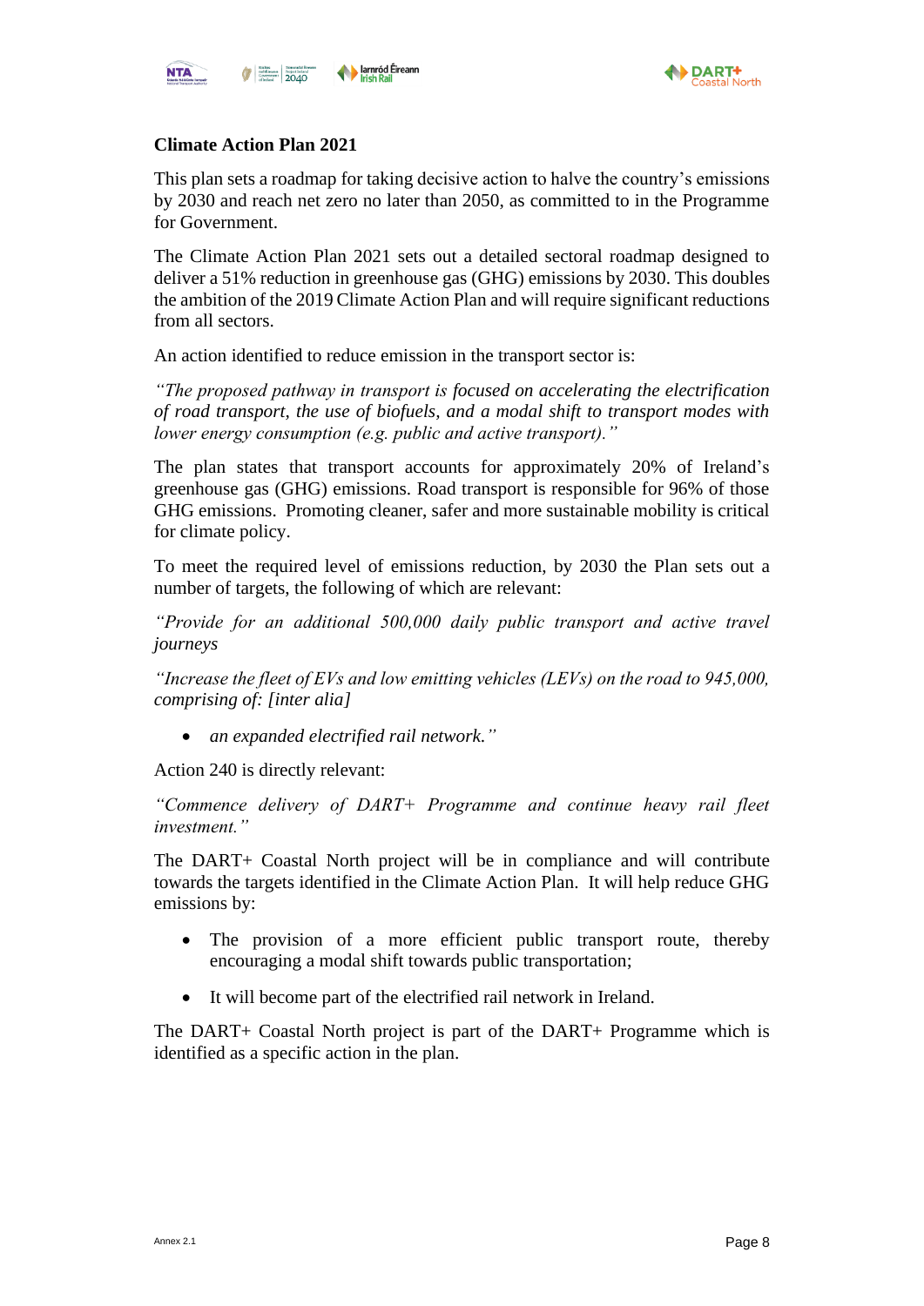### Climate Action Plan 2021

This plan sets a roadmap for taking decisive action to halve the country's emissions by 2030 and reach net zero no later than 2050, as committed to in the Programme for Government.

The Climate Action Plan 2021 sets out a detailed sectoral roadmap designed to deliver a 51% reduction in greenhouse gas (GHG) emissions by 2030. This doubles the ambition of the 2019 Climate Action Plan and will require significant reductions from all sectors.

An action identified to reduce emission in the transport sector is:

*"The proposed pathway in transport is focused on accelerating the electrification of road transport, the use of biofuels, and a modal shift to transport modes with lower energy consumption (e.g. public and active transport)."*

The plan states that transport accounts for approximately 20% of Ireland's greenhouse gas (GHG) emissions. Road transport is responsible for 96% of those GHG emissions. Promoting cleaner, safer and more sustainable mobility is critical for climate policy.

To meet the required level of emissions reduction, by 2030 the Plan sets out a number of targets, the following of which are relevant:

*"Provide for an additional 500,000 daily public transport and active travel journeys*

*"Increase the fleet of EVs and low emitting vehicles (LEVs) on the road to 945,000, comprising of: [inter alia]*

- *an expanded electrified rail network."*

Action 240 is directly relevant:

*"Commence delivery of DART+ Programme and continue heavy rail fleet investment."*

The DART+ Coastal North project will be in compliance and will contribute towards the targets identified in the Climate Action Plan. It will help reduce GHG emissions by:

- The provision of a more efficient public transport route, thereby encouraging a modal shift towards public transportation;
- It will become part of the electrified rail network in Ireland.

The DART+ Coastal North project is part of the DART+ Programme which is identified as a specific action in the plan.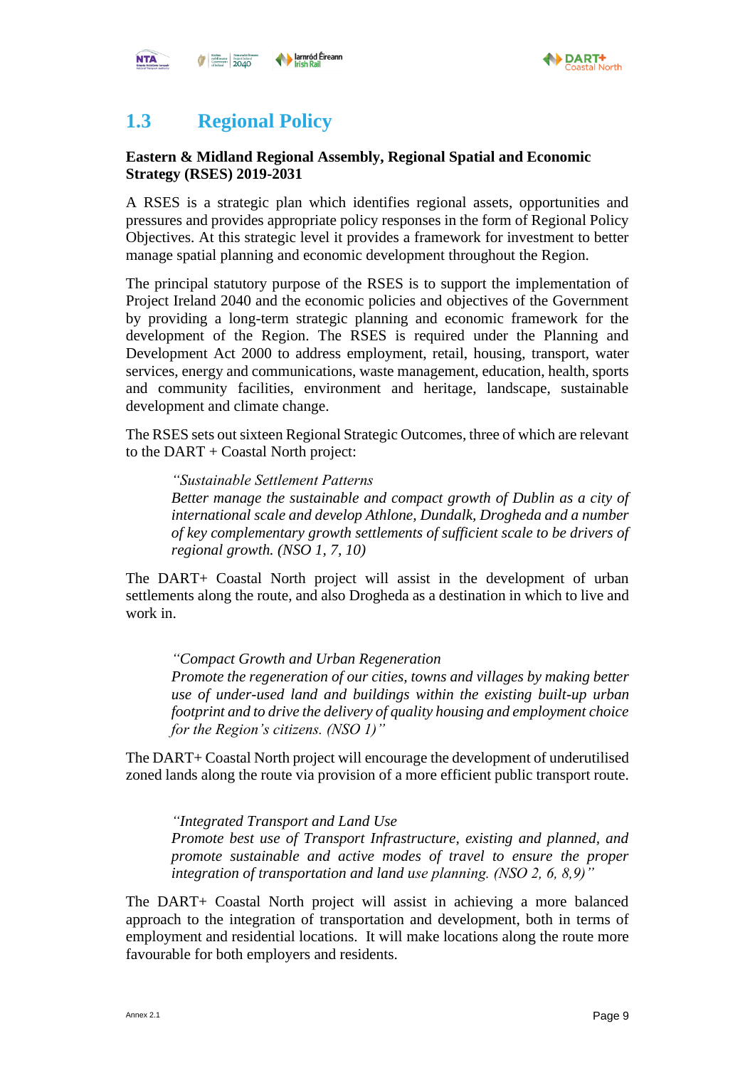## 1.3 Regional Policy

**Eastern & Midland Regional Assembly, Regional Spatial and Economic Strategy (RSES) 2019-2031**

A RSES is a strategic plan which identifies regional assets, opportunities and pressures and provides appropriate policy responses in the form of Regional Policy Objectives. At this strategic level it provides a framework for investment to better manage spatial planning and economic development throughout the Region.

The principal statutory purpose of the RSES is to support the implementation of Project Ireland 2040 and the economic policies and objectives of the Government by providing a long-term strategic planning and economic framework for the development of the Region. The RSES is required under the Planning and Development Act 2000 to address employment, retail, housing, transport, water services, energy and communications, waste management, education, health, sports and community facilities, environment and heritage, landscape, sustainable development and climate change.

The RSES sets out sixteen Regional Strategic Outcomes, three of which are relevant to the DART + Coastal North project:

> *"Sustainable Settlement Patterns*
> *Better manage the sustainable and compact growth of Dublin as a city of international scale and develop Athlone, Dundalk, Drogheda and a number of key complementary growth settlements of sufficient scale to be drivers of regional growth. (NSO 1, 7, 10)*

The DART+ Coastal North project will assist in the development of urban settlements along the route, and also Drogheda as a destination in which to live and work in.

> *"Compact Growth and Urban Regeneration*
> *Promote the regeneration of our cities, towns and villages by making better use of under-used land and buildings within the existing built-up urban footprint and to drive the delivery of quality housing and employment choice for the Region's citizens. (NSO 1)"*

The DART+ Coastal North project will encourage the development of underutilised zoned lands along the route via provision of a more efficient public transport route.

> *"Integrated Transport and Land Use*
> *Promote best use of Transport Infrastructure, existing and planned, and promote sustainable and active modes of travel to ensure the proper integration of transportation and land use planning. (NSO 2, 6, 8,9)"*

The DART+ Coastal North project will assist in achieving a more balanced approach to the integration of transportation and development, both in terms of employment and residential locations. It will make locations along the route more favourable for both employers and residents.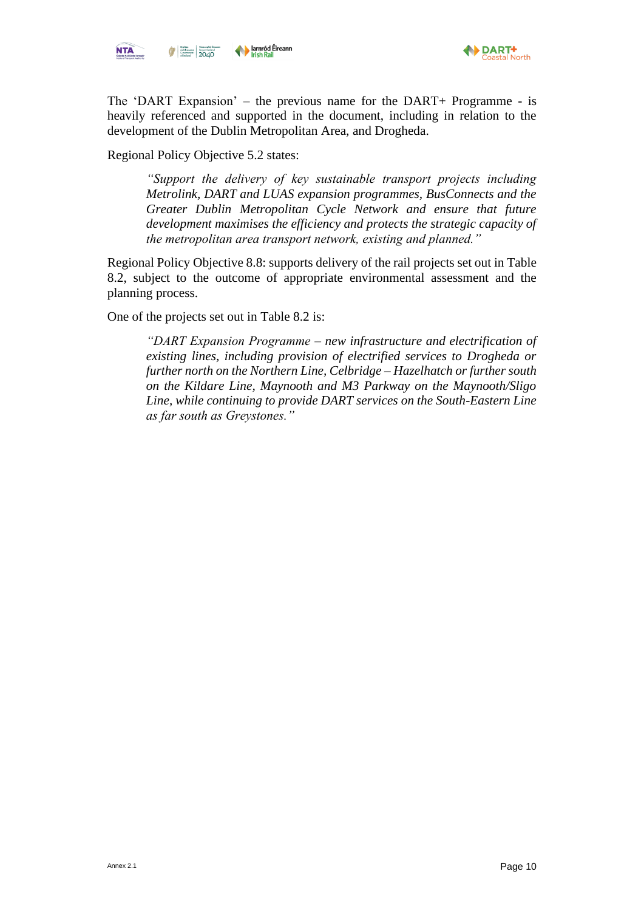The 'DART Expansion' – the previous name for the DART+ Programme - is heavily referenced and supported in the document, including in relation to the development of the Dublin Metropolitan Area, and Drogheda.

Regional Policy Objective 5.2 states:

> *"Support the delivery of key sustainable transport projects including Metrolink, DART and LUAS expansion programmes, BusConnects and the Greater Dublin Metropolitan Cycle Network and ensure that future development maximises the efficiency and protects the strategic capacity of the metropolitan area transport network, existing and planned."*

Regional Policy Objective 8.8: supports delivery of the rail projects set out in Table 8.2, subject to the outcome of appropriate environmental assessment and the planning process.

One of the projects set out in Table 8.2 is:

> *"DART Expansion Programme – new infrastructure and electrification of existing lines, including provision of electrified services to Drogheda or further north on the Northern Line, Celbridge – Hazelhatch or further south on the Kildare Line, Maynooth and M3 Parkway on the Maynooth/Sligo Line, while continuing to provide DART services on the South-Eastern Line as far south as Greystones."*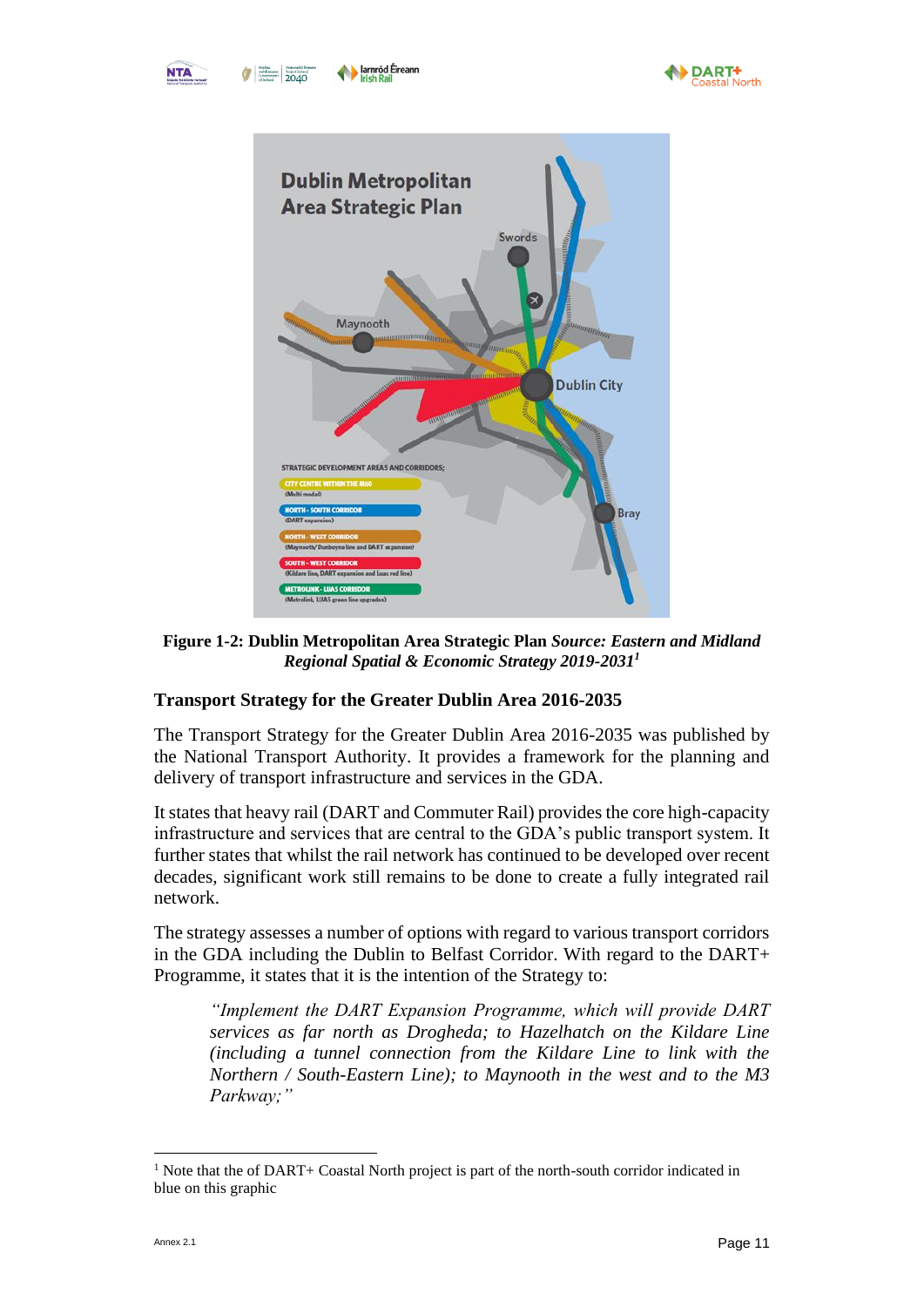**Figure 1-2: Dublin Metropolitan Area Strategic Plan** ***Source: Eastern and Midland Regional Spatial & Economic Strategy 2019-2031***[1]

### Transport Strategy for the Greater Dublin Area 2016-2035

The Transport Strategy for the Greater Dublin Area 2016-2035 was published by the National Transport Authority. It provides a framework for the planning and delivery of transport infrastructure and services in the GDA.

It states that heavy rail (DART and Commuter Rail) provides the core high-capacity infrastructure and services that are central to the GDA's public transport system. It further states that whilst the rail network has continued to be developed over recent decades, significant work still remains to be done to create a fully integrated rail network.

The strategy assesses a number of options with regard to various transport corridors in the GDA including the Dublin to Belfast Corridor. With regard to the DART+ Programme, it states that it is the intention of the Strategy to:

> *"Implement the DART Expansion Programme, which will provide DART services as far north as Drogheda; to Hazelhatch on the Kildare Line (including a tunnel connection from the Kildare Line to link with the Northern / South-Eastern Line); to Maynooth in the west and to the M3 Parkway;"*

[1] Note that the of DART+ Coastal North project is part of the north-south corridor indicated in blue on this graphic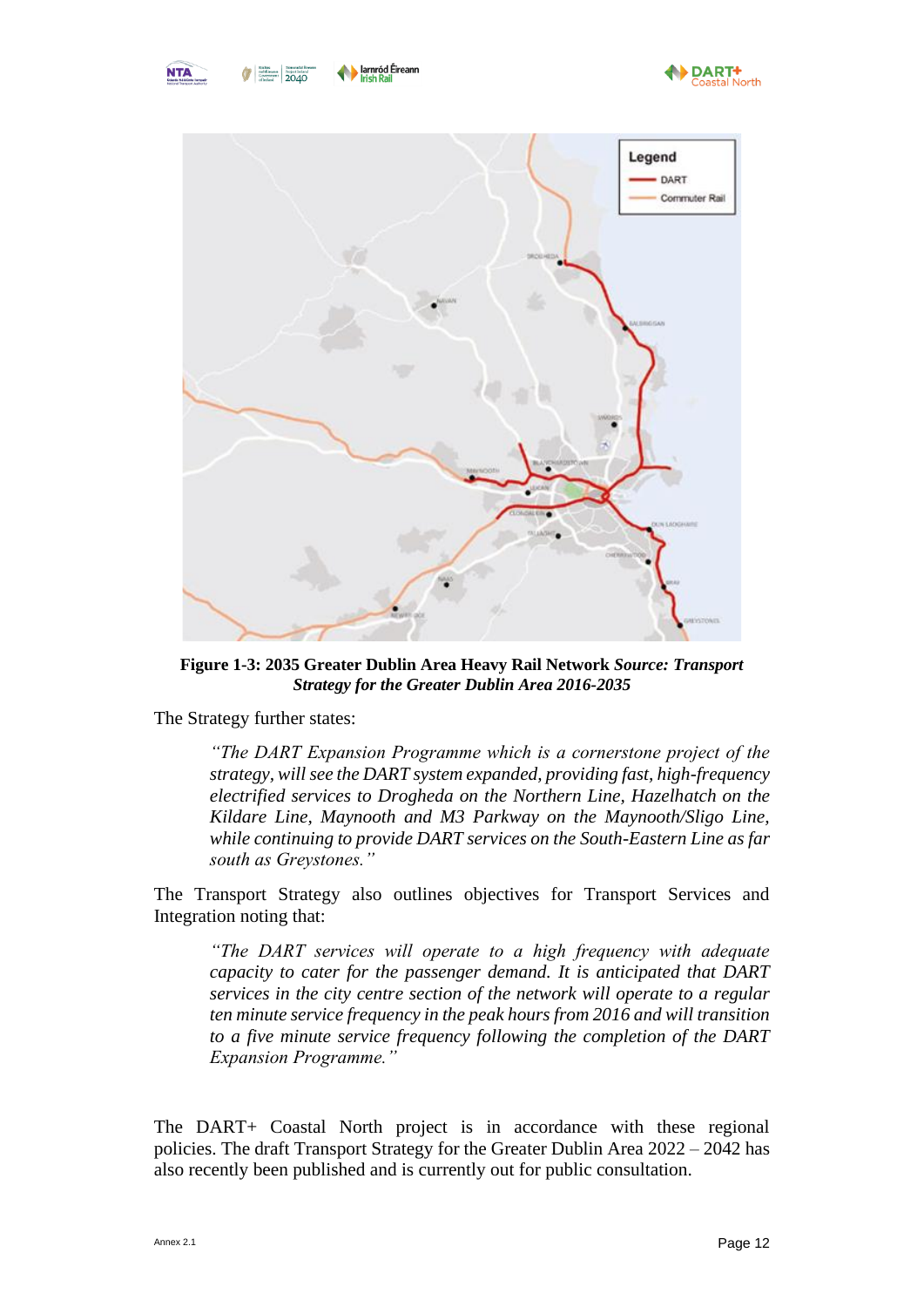**Figure 1-3: 2035 Greater Dublin Area Heavy Rail Network** ***Source: Transport Strategy for the Greater Dublin Area 2016-2035***

The Strategy further states:

> *"The DART Expansion Programme which is a cornerstone project of the strategy, will see the DART system expanded, providing fast, high-frequency electrified services to Drogheda on the Northern Line, Hazelhatch on the Kildare Line, Maynooth and M3 Parkway on the Maynooth/Sligo Line, while continuing to provide DART services on the South-Eastern Line as far south as Greystones."*

The Transport Strategy also outlines objectives for Transport Services and Integration noting that:

> *"The DART services will operate to a high frequency with adequate capacity to cater for the passenger demand. It is anticipated that DART services in the city centre section of the network will operate to a regular ten minute service frequency in the peak hours from 2016 and will transition to a five minute service frequency following the completion of the DART Expansion Programme."*

The DART+ Coastal North project is in accordance with these regional policies. The draft Transport Strategy for the Greater Dublin Area 2022 – 2042 has also recently been published and is currently out for public consultation.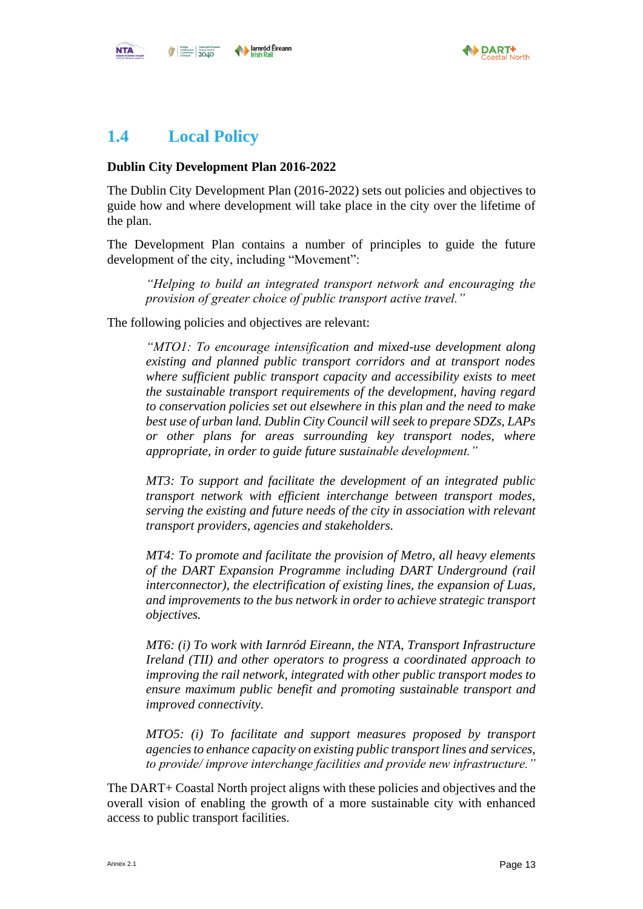## 1.4 Local Policy

**Dublin City Development Plan 2016-2022**

The Dublin City Development Plan (2016-2022) sets out policies and objectives to guide how and where development will take place in the city over the lifetime of the plan.

The Development Plan contains a number of principles to guide the future development of the city, including "Movement":

> *"Helping to build an integrated transport network and encouraging the provision of greater choice of public transport active travel."*

The following policies and objectives are relevant:

> *"MTO1: To encourage intensification and mixed-use development along existing and planned public transport corridors and at transport nodes where sufficient public transport capacity and accessibility exists to meet the sustainable transport requirements of the development, having regard to conservation policies set out elsewhere in this plan and the need to make best use of urban land. Dublin City Council will seek to prepare SDZs, LAPs or other plans for areas surrounding key transport nodes, where appropriate, in order to guide future sustainable development."*
>
> *MT3: To support and facilitate the development of an integrated public transport network with efficient interchange between transport modes, serving the existing and future needs of the city in association with relevant transport providers, agencies and stakeholders.*
>
> *MT4: To promote and facilitate the provision of Metro, all heavy elements of the DART Expansion Programme including DART Underground (rail interconnector), the electrification of existing lines, the expansion of Luas, and improvements to the bus network in order to achieve strategic transport objectives.*
>
> *MT6: (i) To work with Iarnród Eireann, the NTA, Transport Infrastructure Ireland (TII) and other operators to progress a coordinated approach to improving the rail network, integrated with other public transport modes to ensure maximum public benefit and promoting sustainable transport and improved connectivity.*
>
> *MTO5: (i) To facilitate and support measures proposed by transport agencies to enhance capacity on existing public transport lines and services, to provide/ improve interchange facilities and provide new infrastructure."*

The DART+ Coastal North project aligns with these policies and objectives and the overall vision of enabling the growth of a more sustainable city with enhanced access to public transport facilities.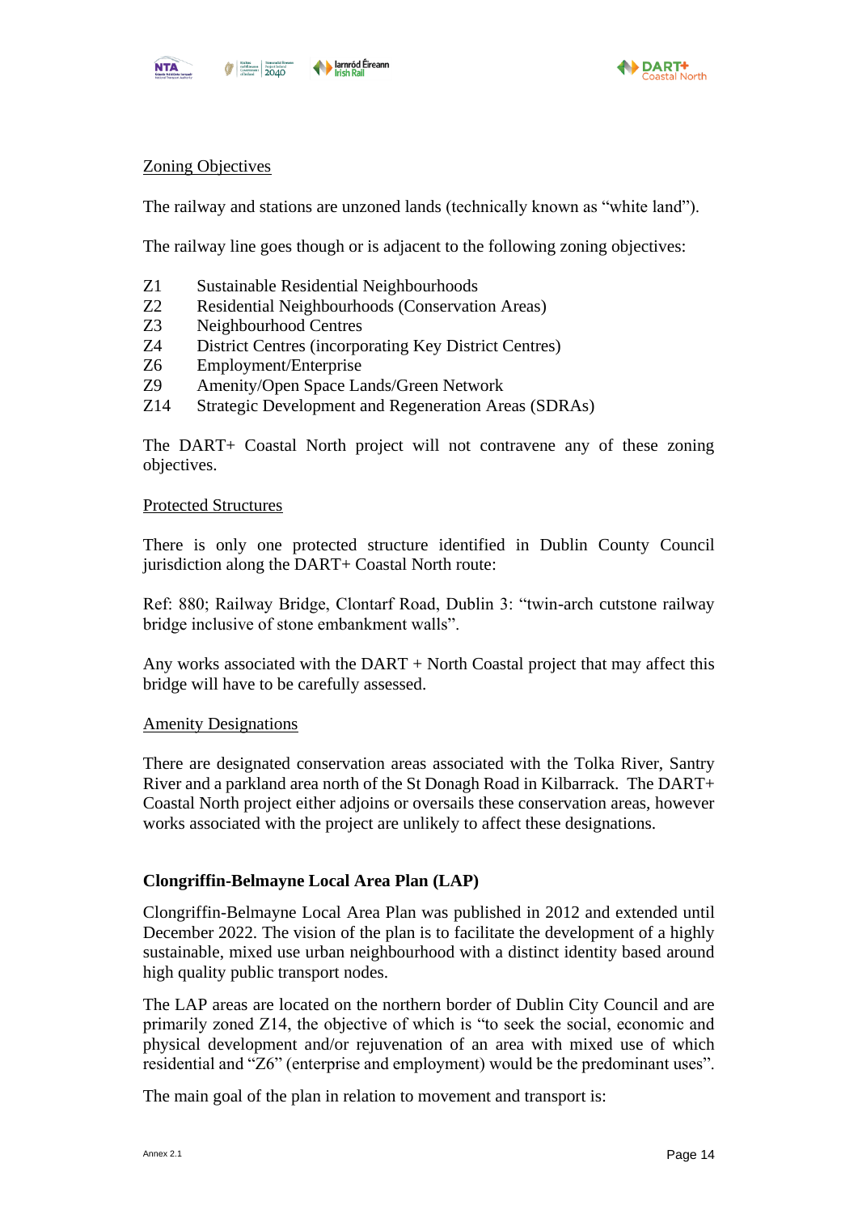Zoning Objectives

The railway and stations are unzoned lands (technically known as "white land").

The railway line goes though or is adjacent to the following zoning objectives:

| | |
|---|---|
| Z1 | Sustainable Residential Neighbourhoods |
| Z2 | Residential Neighbourhoods (Conservation Areas) |
| Z3 | Neighbourhood Centres |
| Z4 | District Centres (incorporating Key District Centres) |
| Z6 | Employment/Enterprise |
| Z9 | Amenity/Open Space Lands/Green Network |
| Z14 | Strategic Development and Regeneration Areas (SDRAs) |

The DART+ Coastal North project will not contravene any of these zoning objectives.

Protected Structures

There is only one protected structure identified in Dublin County Council jurisdiction along the DART+ Coastal North route:

Ref: 880; Railway Bridge, Clontarf Road, Dublin 3: "twin-arch cutstone railway bridge inclusive of stone embankment walls".

Any works associated with the DART + North Coastal project that may affect this bridge will have to be carefully assessed.

Amenity Designations

There are designated conservation areas associated with the Tolka River, Santry River and a parkland area north of the St Donagh Road in Kilbarrack. The DART+ Coastal North project either adjoins or oversails these conservation areas, however works associated with the project are unlikely to affect these designations.

**Clongriffin-Belmayne Local Area Plan (LAP)**

Clongriffin-Belmayne Local Area Plan was published in 2012 and extended until December 2022. The vision of the plan is to facilitate the development of a highly sustainable, mixed use urban neighbourhood with a distinct identity based around high quality public transport nodes.

The LAP areas are located on the northern border of Dublin City Council and are primarily zoned Z14, the objective of which is "to seek the social, economic and physical development and/or rejuvenation of an area with mixed use of which residential and "Z6" (enterprise and employment) would be the predominant uses".

The main goal of the plan in relation to movement and transport is: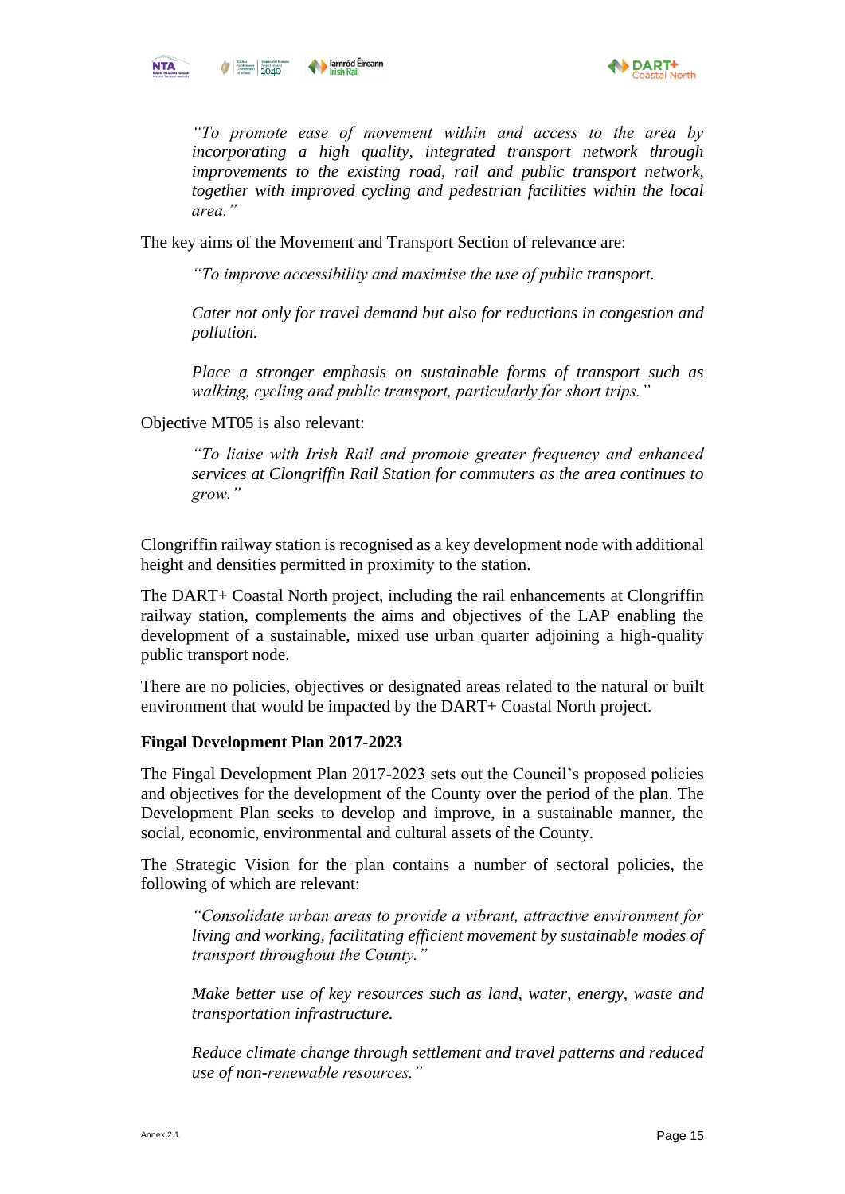> *"To promote ease of movement within and access to the area by incorporating a high quality, integrated transport network through improvements to the existing road, rail and public transport network, together with improved cycling and pedestrian facilities within the local area."*

The key aims of the Movement and Transport Section of relevance are:

> *"To improve accessibility and maximise the use of public transport.*
>
> *Cater not only for travel demand but also for reductions in congestion and pollution.*
>
> *Place a stronger emphasis on sustainable forms of transport such as walking, cycling and public transport, particularly for short trips."*

Objective MT05 is also relevant:

> *"To liaise with Irish Rail and promote greater frequency and enhanced services at Clongriffin Rail Station for commuters as the area continues to grow."*

Clongriffin railway station is recognised as a key development node with additional height and densities permitted in proximity to the station.

The DART+ Coastal North project, including the rail enhancements at Clongriffin railway station, complements the aims and objectives of the LAP enabling the development of a sustainable, mixed use urban quarter adjoining a high-quality public transport node.

There are no policies, objectives or designated areas related to the natural or built environment that would be impacted by the DART+ Coastal North project.

**Fingal Development Plan 2017-2023**

The Fingal Development Plan 2017-2023 sets out the Council's proposed policies and objectives for the development of the County over the period of the plan. The Development Plan seeks to develop and improve, in a sustainable manner, the social, economic, environmental and cultural assets of the County.

The Strategic Vision for the plan contains a number of sectoral policies, the following of which are relevant:

> *"Consolidate urban areas to provide a vibrant, attractive environment for living and working, facilitating efficient movement by sustainable modes of transport throughout the County."*
>
> *Make better use of key resources such as land, water, energy, waste and transportation infrastructure.*
>
> *Reduce climate change through settlement and travel patterns and reduced use of non-renewable resources."*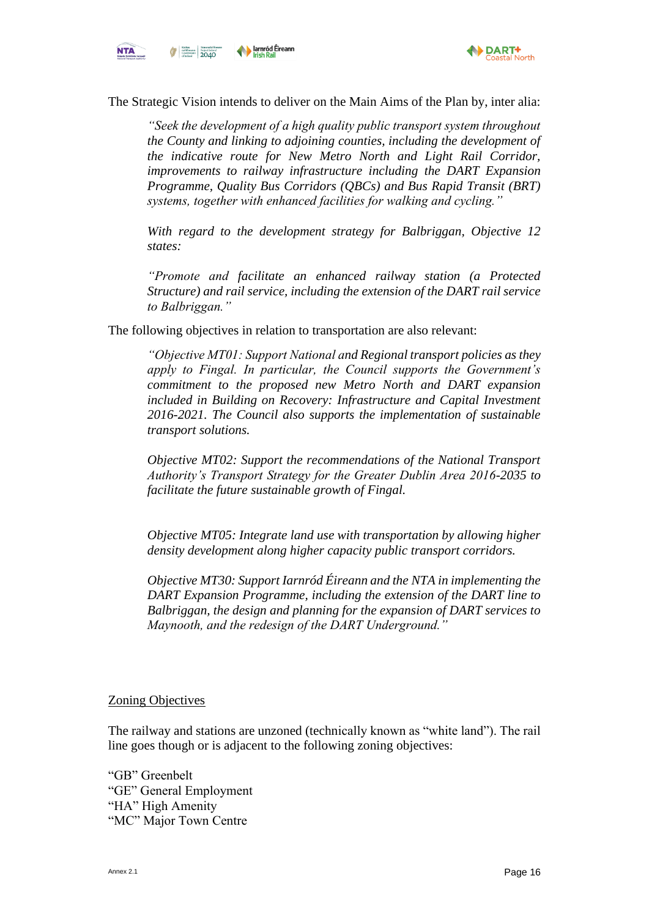The Strategic Vision intends to deliver on the Main Aims of the Plan by, inter alia:

> *"Seek the development of a high quality public transport system throughout the County and linking to adjoining counties, including the development of the indicative route for New Metro North and Light Rail Corridor, improvements to railway infrastructure including the DART Expansion Programme, Quality Bus Corridors (QBCs) and Bus Rapid Transit (BRT) systems, together with enhanced facilities for walking and cycling."*
>
> *With regard to the development strategy for Balbriggan, Objective 12 states:*
>
> *"Promote and facilitate an enhanced railway station (a Protected Structure) and rail service, including the extension of the DART rail service to Balbriggan."*

The following objectives in relation to transportation are also relevant:

> *"Objective MT01: Support National and Regional transport policies as they apply to Fingal. In particular, the Council supports the Government's commitment to the proposed new Metro North and DART expansion included in Building on Recovery: Infrastructure and Capital Investment 2016-2021. The Council also supports the implementation of sustainable transport solutions.*
>
> *Objective MT02: Support the recommendations of the National Transport Authority's Transport Strategy for the Greater Dublin Area 2016-2035 to facilitate the future sustainable growth of Fingal.*
>
> *Objective MT05: Integrate land use with transportation by allowing higher density development along higher capacity public transport corridors.*
>
> *Objective MT30: Support Iarnród Éireann and the NTA in implementing the DART Expansion Programme, including the extension of the DART line to Balbriggan, the design and planning for the expansion of DART services to Maynooth, and the redesign of the DART Underground."*

<u>Zoning Objectives</u>

The railway and stations are unzoned (technically known as "white land"). The rail line goes though or is adjacent to the following zoning objectives:

"GB" Greenbelt
"GE" General Employment
"HA" High Amenity
"MC" Major Town Centre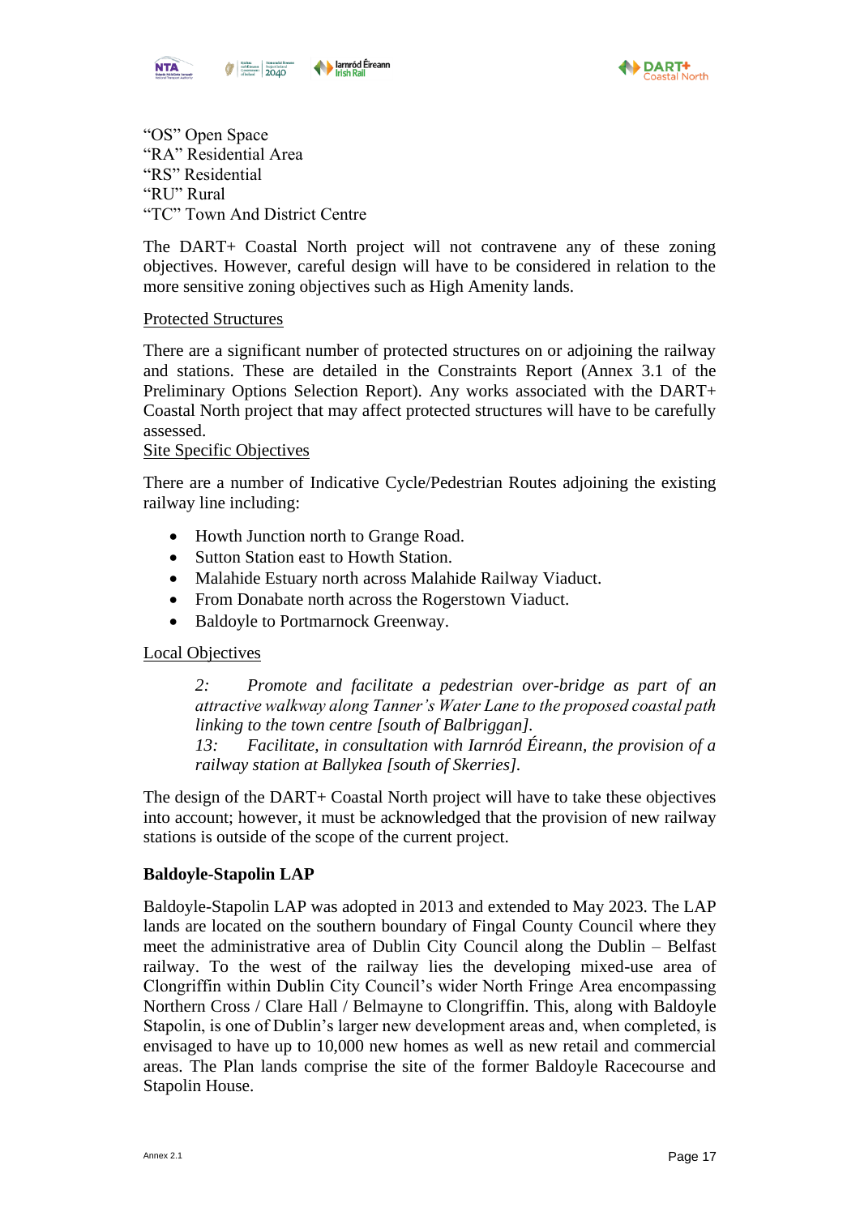"OS" Open Space
"RA" Residential Area
"RS" Residential
"RU" Rural
"TC" Town And District Centre

The DART+ Coastal North project will not contravene any of these zoning objectives. However, careful design will have to be considered in relation to the more sensitive zoning objectives such as High Amenity lands.

<u>Protected Structures</u>

There are a significant number of protected structures on or adjoining the railway and stations. These are detailed in the Constraints Report (Annex 3.1 of the Preliminary Options Selection Report). Any works associated with the DART+ Coastal North project that may affect protected structures will have to be carefully assessed.

<u>Site Specific Objectives</u>

There are a number of Indicative Cycle/Pedestrian Routes adjoining the existing railway line including:

- Howth Junction north to Grange Road.
- Sutton Station east to Howth Station.
- Malahide Estuary north across Malahide Railway Viaduct.
- From Donabate north across the Rogerstown Viaduct.
- Baldoyle to Portmarnock Greenway.

<u>Local Objectives</u>

> *2: Promote and facilitate a pedestrian over-bridge as part of an attractive walkway along Tanner's Water Lane to the proposed coastal path linking to the town centre [south of Balbriggan].*
> *13: Facilitate, in consultation with Iarnród Éireann, the provision of a railway station at Ballykea [south of Skerries].*

The design of the DART+ Coastal North project will have to take these objectives into account; however, it must be acknowledged that the provision of new railway stations is outside of the scope of the current project.

**Baldoyle-Stapolin LAP**

Baldoyle-Stapolin LAP was adopted in 2013 and extended to May 2023. The LAP lands are located on the southern boundary of Fingal County Council where they meet the administrative area of Dublin City Council along the Dublin – Belfast railway. To the west of the railway lies the developing mixed-use area of Clongriffin within Dublin City Council's wider North Fringe Area encompassing Northern Cross / Clare Hall / Belmayne to Clongriffin. This, along with Baldoyle Stapolin, is one of Dublin's larger new development areas and, when completed, is envisaged to have up to 10,000 new homes as well as new retail and commercial areas. The Plan lands comprise the site of the former Baldoyle Racecourse and Stapolin House.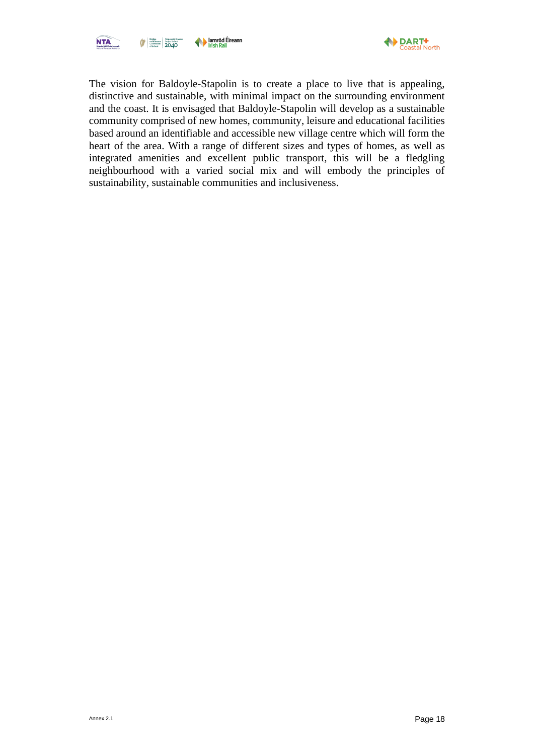The vision for Baldoyle-Stapolin is to create a place to live that is appealing, distinctive and sustainable, with minimal impact on the surrounding environment and the coast. It is envisaged that Baldoyle-Stapolin will develop as a sustainable community comprised of new homes, community, leisure and educational facilities based around an identifiable and accessible new village centre which will form the heart of the area. With a range of different sizes and types of homes, as well as integrated amenities and excellent public transport, this will be a fledgling neighbourhood with a varied social mix and will embody the principles of sustainability, sustainable communities and inclusiveness.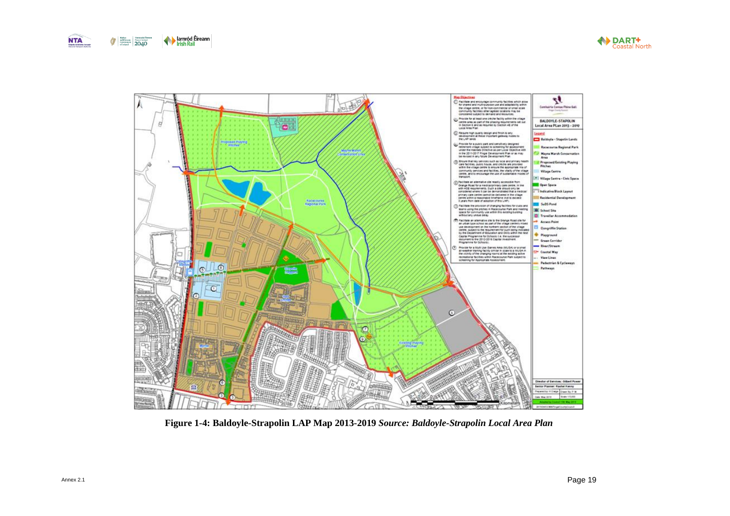**Figure 1-4: Baldoyle-Strapolin LAP Map 2013-2019** *Source: Baldoyle-Strapolin Local Area Plan*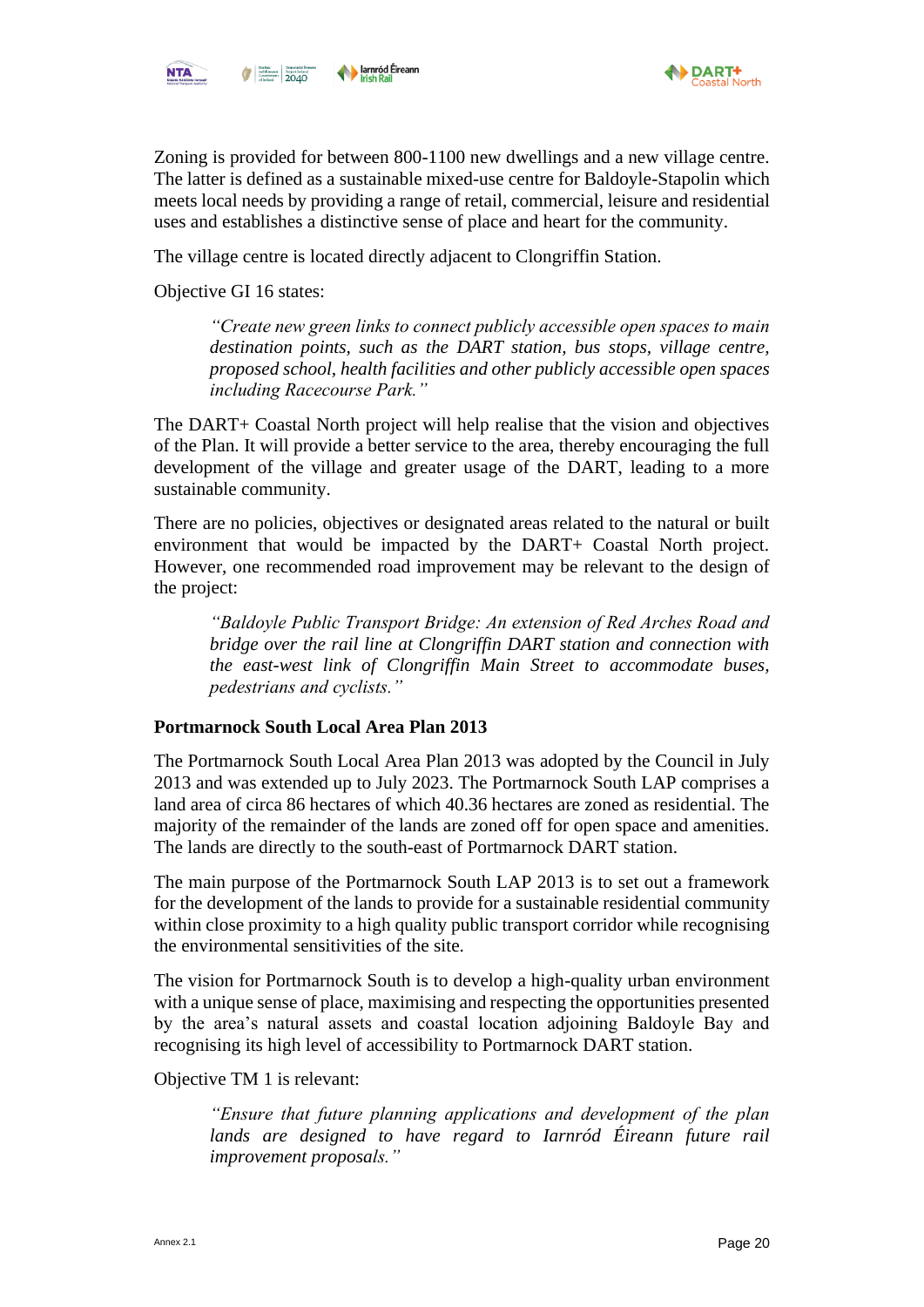Zoning is provided for between 800-1100 new dwellings and a new village centre. The latter is defined as a sustainable mixed-use centre for Baldoyle-Stapolin which meets local needs by providing a range of retail, commercial, leisure and residential uses and establishes a distinctive sense of place and heart for the community.

The village centre is located directly adjacent to Clongriffin Station.

Objective GI 16 states:

> *"Create new green links to connect publicly accessible open spaces to main destination points, such as the DART station, bus stops, village centre, proposed school, health facilities and other publicly accessible open spaces including Racecourse Park."*

The DART+ Coastal North project will help realise that the vision and objectives of the Plan. It will provide a better service to the area, thereby encouraging the full development of the village and greater usage of the DART, leading to a more sustainable community.

There are no policies, objectives or designated areas related to the natural or built environment that would be impacted by the DART+ Coastal North project. However, one recommended road improvement may be relevant to the design of the project:

> *"Baldoyle Public Transport Bridge: An extension of Red Arches Road and bridge over the rail line at Clongriffin DART station and connection with the east-west link of Clongriffin Main Street to accommodate buses, pedestrians and cyclists."*

**Portmarnock South Local Area Plan 2013**

The Portmarnock South Local Area Plan 2013 was adopted by the Council in July 2013 and was extended up to July 2023. The Portmarnock South LAP comprises a land area of circa 86 hectares of which 40.36 hectares are zoned as residential. The majority of the remainder of the lands are zoned off for open space and amenities. The lands are directly to the south-east of Portmarnock DART station.

The main purpose of the Portmarnock South LAP 2013 is to set out a framework for the development of the lands to provide for a sustainable residential community within close proximity to a high quality public transport corridor while recognising the environmental sensitivities of the site.

The vision for Portmarnock South is to develop a high-quality urban environment with a unique sense of place, maximising and respecting the opportunities presented by the area's natural assets and coastal location adjoining Baldoyle Bay and recognising its high level of accessibility to Portmarnock DART station.

Objective TM 1 is relevant:

> *"Ensure that future planning applications and development of the plan lands are designed to have regard to Iarnród Éireann future rail improvement proposals."*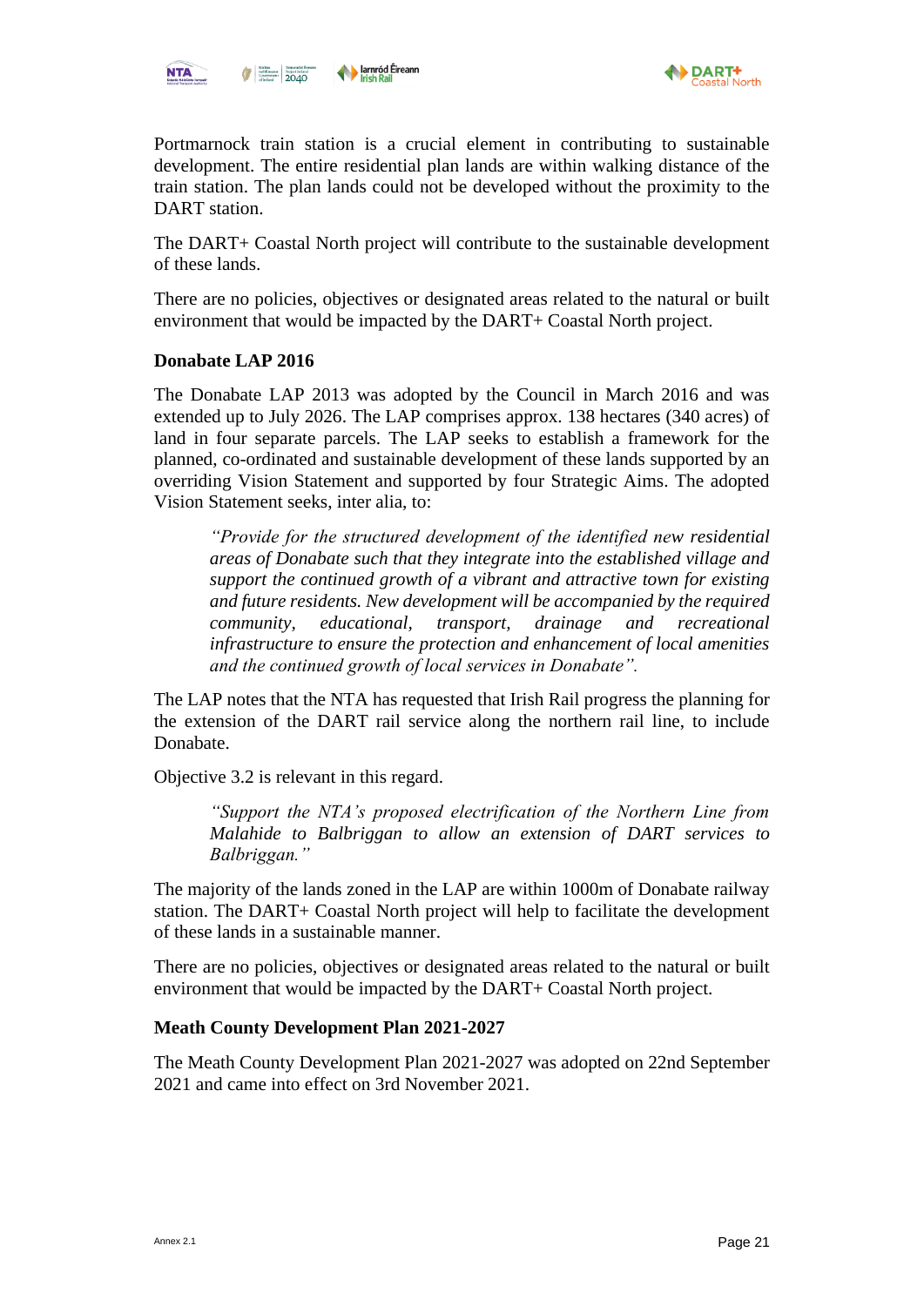Portmarnock train station is a crucial element in contributing to sustainable development. The entire residential plan lands are within walking distance of the train station. The plan lands could not be developed without the proximity to the DART station.

The DART+ Coastal North project will contribute to the sustainable development of these lands.

There are no policies, objectives or designated areas related to the natural or built environment that would be impacted by the DART+ Coastal North project.

**Donabate LAP 2016**

The Donabate LAP 2013 was adopted by the Council in March 2016 and was extended up to July 2026. The LAP comprises approx. 138 hectares (340 acres) of land in four separate parcels. The LAP seeks to establish a framework for the planned, co-ordinated and sustainable development of these lands supported by an overriding Vision Statement and supported by four Strategic Aims. The adopted Vision Statement seeks, inter alia, to:

> *"Provide for the structured development of the identified new residential areas of Donabate such that they integrate into the established village and support the continued growth of a vibrant and attractive town for existing and future residents. New development will be accompanied by the required community, educational, transport, drainage and recreational infrastructure to ensure the protection and enhancement of local amenities and the continued growth of local services in Donabate".*

The LAP notes that the NTA has requested that Irish Rail progress the planning for the extension of the DART rail service along the northern rail line, to include Donabate.

Objective 3.2 is relevant in this regard.

> *"Support the NTA's proposed electrification of the Northern Line from Malahide to Balbriggan to allow an extension of DART services to Balbriggan."*

The majority of the lands zoned in the LAP are within 1000m of Donabate railway station. The DART+ Coastal North project will help to facilitate the development of these lands in a sustainable manner.

There are no policies, objectives or designated areas related to the natural or built environment that would be impacted by the DART+ Coastal North project.

**Meath County Development Plan 2021-2027**

The Meath County Development Plan 2021-2027 was adopted on 22nd September 2021 and came into effect on 3rd November 2021.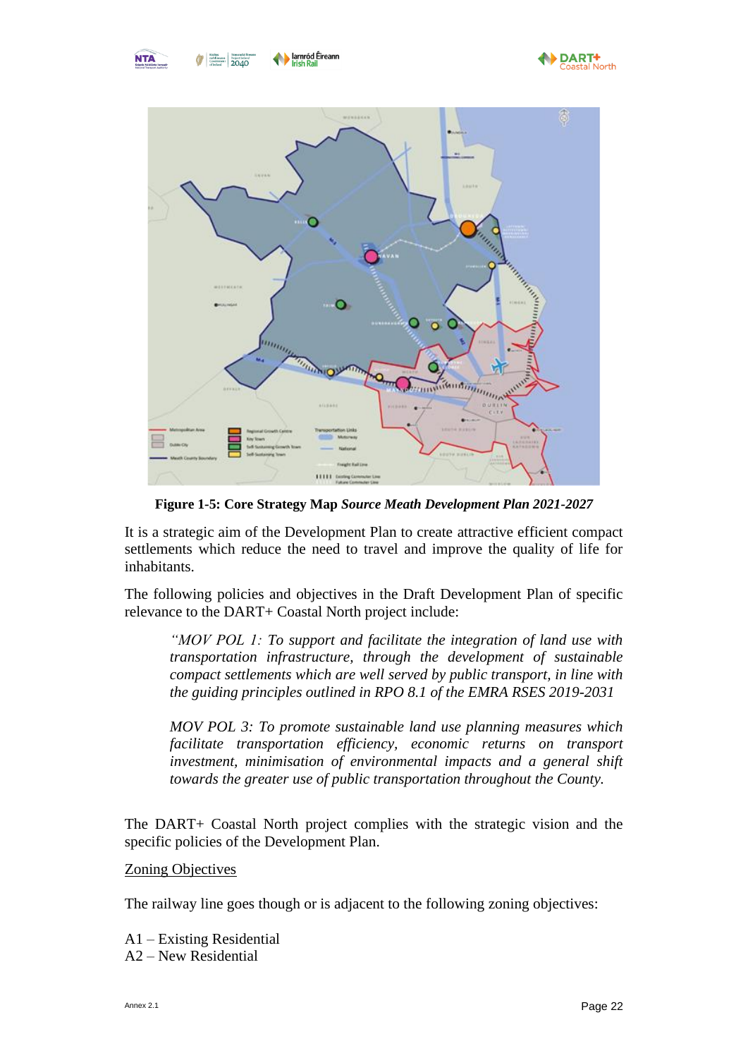**Figure 1-5: Core Strategy Map** ***Source Meath Development Plan 2021-2027***

It is a strategic aim of the Development Plan to create attractive efficient compact settlements which reduce the need to travel and improve the quality of life for inhabitants.

The following policies and objectives in the Draft Development Plan of specific relevance to the DART+ Coastal North project include:

> *"MOV POL 1: To support and facilitate the integration of land use with transportation infrastructure, through the development of sustainable compact settlements which are well served by public transport, in line with the guiding principles outlined in RPO 8.1 of the EMRA RSES 2019-2031*
>
> *MOV POL 3: To promote sustainable land use planning measures which facilitate transportation efficiency, economic returns on transport investment, minimisation of environmental impacts and a general shift towards the greater use of public transportation throughout the County.*

The DART+ Coastal North project complies with the strategic vision and the specific policies of the Development Plan.

<u>Zoning Objectives</u>

The railway line goes though or is adjacent to the following zoning objectives:

A1 – Existing Residential
A2 – New Residential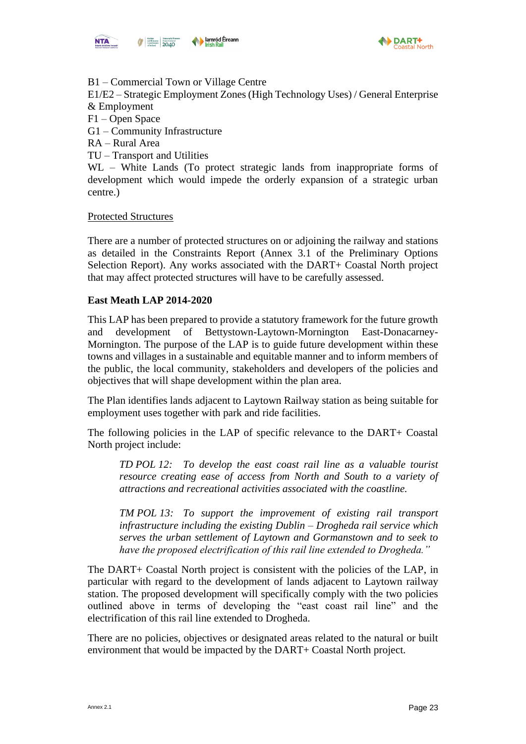B1 – Commercial Town or Village Centre
E1/E2 – Strategic Employment Zones (High Technology Uses) / General Enterprise & Employment
F1 – Open Space
G1 – Community Infrastructure
RA – Rural Area
TU – Transport and Utilities
WL – White Lands (To protect strategic lands from inappropriate forms of development which would impede the orderly expansion of a strategic urban centre.)

<u>Protected Structures</u>

There are a number of protected structures on or adjoining the railway and stations as detailed in the Constraints Report (Annex 3.1 of the Preliminary Options Selection Report). Any works associated with the DART+ Coastal North project that may affect protected structures will have to be carefully assessed.

**East Meath LAP 2014-2020**

This LAP has been prepared to provide a statutory framework for the future growth and development of Bettystown-Laytown-Mornington East-Donacarney-Mornington. The purpose of the LAP is to guide future development within these towns and villages in a sustainable and equitable manner and to inform members of the public, the local community, stakeholders and developers of the policies and objectives that will shape development within the plan area.

The Plan identifies lands adjacent to Laytown Railway station as being suitable for employment uses together with park and ride facilities.

The following policies in the LAP of specific relevance to the DART+ Coastal North project include:

> *TD POL 12: To develop the east coast rail line as a valuable tourist resource creating ease of access from North and South to a variety of attractions and recreational activities associated with the coastline.*
>
> *TM POL 13: To support the improvement of existing rail transport infrastructure including the existing Dublin – Drogheda rail service which serves the urban settlement of Laytown and Gormanstown and to seek to have the proposed electrification of this rail line extended to Drogheda."*

The DART+ Coastal North project is consistent with the policies of the LAP, in particular with regard to the development of lands adjacent to Laytown railway station. The proposed development will specifically comply with the two policies outlined above in terms of developing the "east coast rail line" and the electrification of this rail line extended to Drogheda.

There are no policies, objectives or designated areas related to the natural or built environment that would be impacted by the DART+ Coastal North project.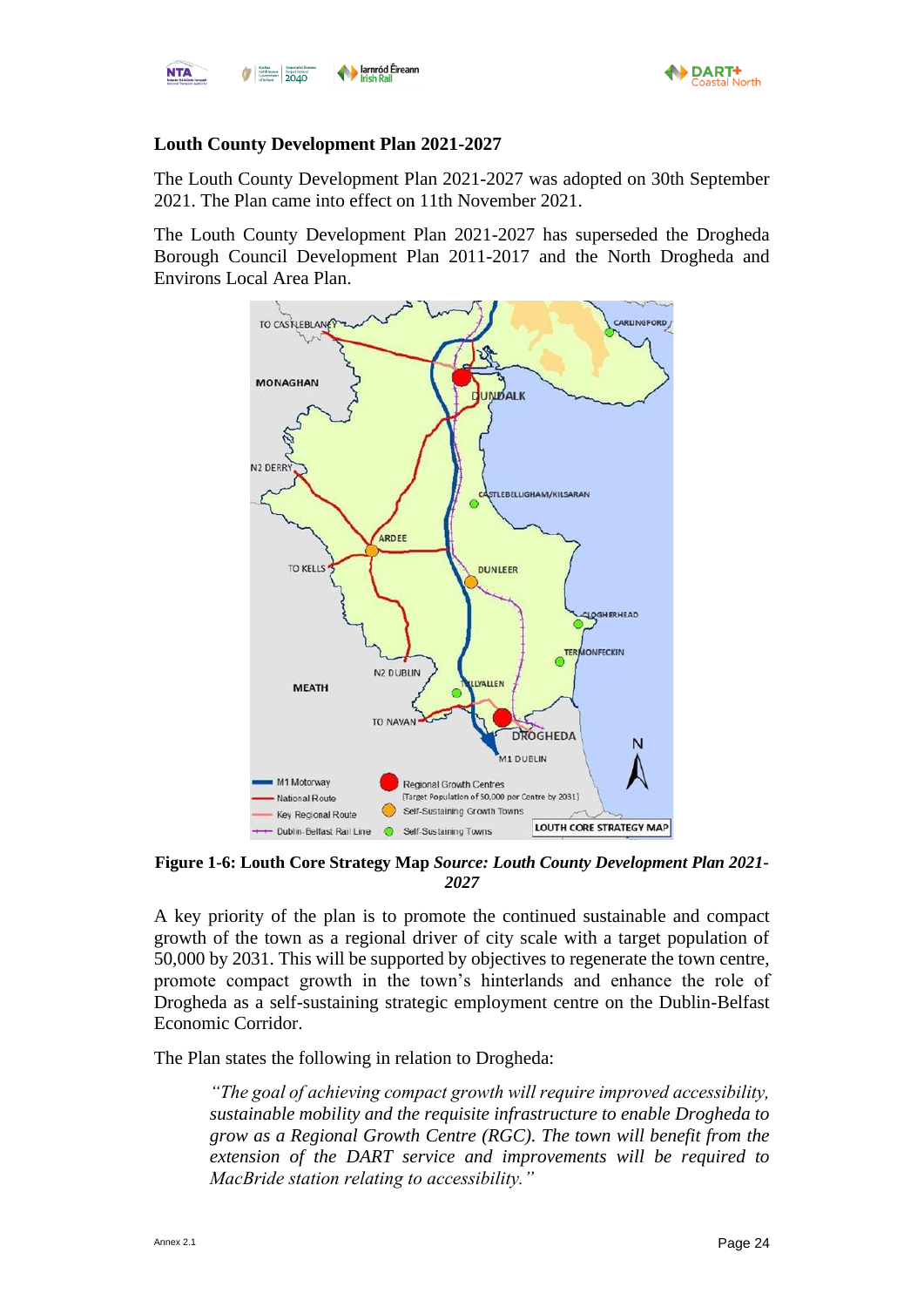**Louth County Development Plan 2021-2027**

The Louth County Development Plan 2021-2027 was adopted on 30th September 2021. The Plan came into effect on 11th November 2021.

The Louth County Development Plan 2021-2027 has superseded the Drogheda Borough Council Development Plan 2011-2017 and the North Drogheda and Environs Local Area Plan.

**Figure 1-6: Louth Core Strategy Map** ***Source: Louth County Development Plan 2021-2027***

A key priority of the plan is to promote the continued sustainable and compact growth of the town as a regional driver of city scale with a target population of 50,000 by 2031. This will be supported by objectives to regenerate the town centre, promote compact growth in the town's hinterlands and enhance the role of Drogheda as a self-sustaining strategic employment centre on the Dublin-Belfast Economic Corridor.

The Plan states the following in relation to Drogheda:

> *"The goal of achieving compact growth will require improved accessibility, sustainable mobility and the requisite infrastructure to enable Drogheda to grow as a Regional Growth Centre (RGC). The town will benefit from the extension of the DART service and improvements will be required to MacBride station relating to accessibility."*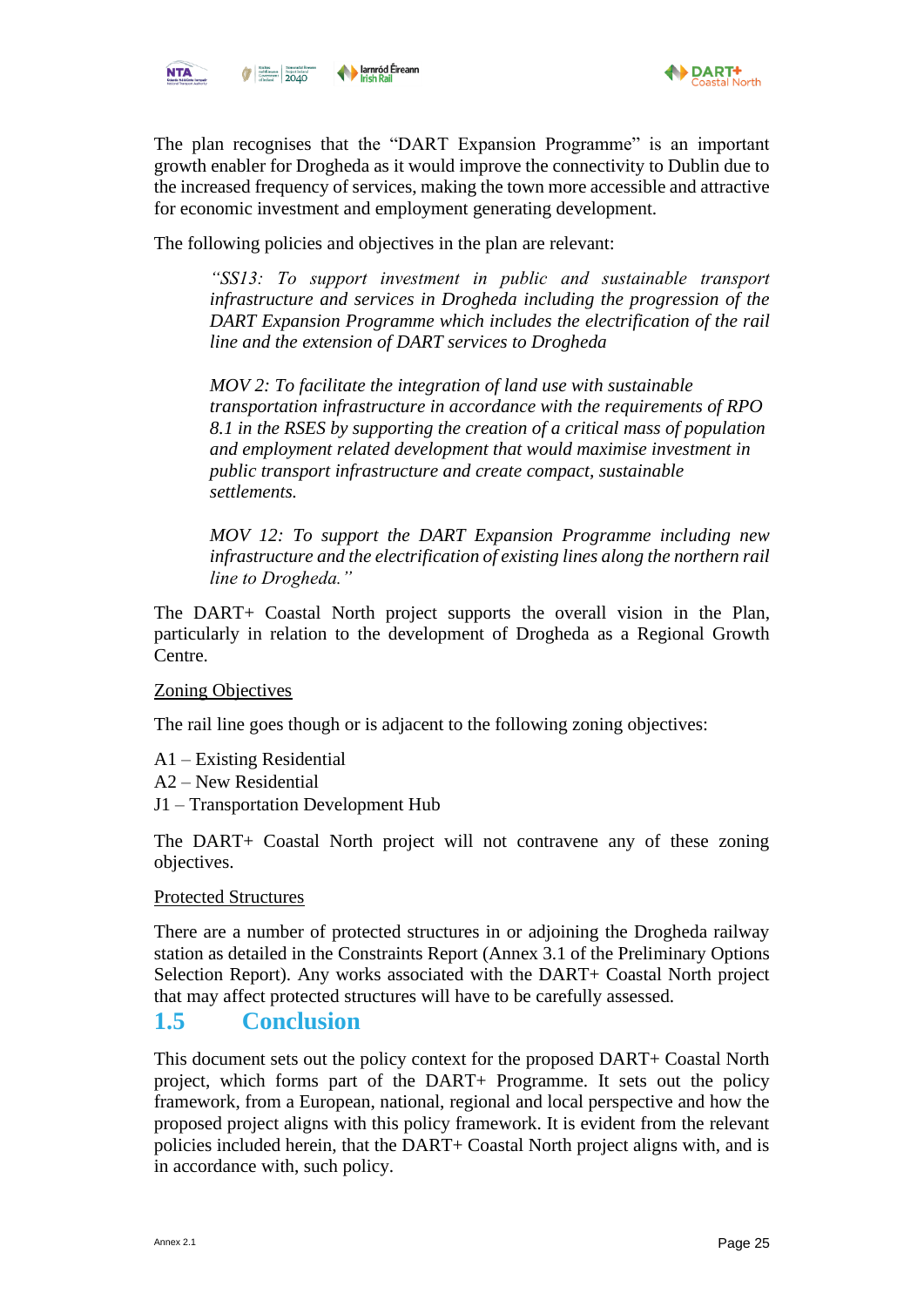The plan recognises that the "DART Expansion Programme" is an important growth enabler for Drogheda as it would improve the connectivity to Dublin due to the increased frequency of services, making the town more accessible and attractive for economic investment and employment generating development.

The following policies and objectives in the plan are relevant:

> *"SS13: To support investment in public and sustainable transport infrastructure and services in Drogheda including the progression of the DART Expansion Programme which includes the electrification of the rail line and the extension of DART services to Drogheda*
>
> *MOV 2: To facilitate the integration of land use with sustainable transportation infrastructure in accordance with the requirements of RPO 8.1 in the RSES by supporting the creation of a critical mass of population and employment related development that would maximise investment in public transport infrastructure and create compact, sustainable settlements.*
>
> *MOV 12: To support the DART Expansion Programme including new infrastructure and the electrification of existing lines along the northern rail line to Drogheda."*

The DART+ Coastal North project supports the overall vision in the Plan, particularly in relation to the development of Drogheda as a Regional Growth Centre.

<u>Zoning Objectives</u>

The rail line goes though or is adjacent to the following zoning objectives:

A1 – Existing Residential
A2 – New Residential
J1 – Transportation Development Hub

The DART+ Coastal North project will not contravene any of these zoning objectives.

<u>Protected Structures</u>

There are a number of protected structures in or adjoining the Drogheda railway station as detailed in the Constraints Report (Annex 3.1 of the Preliminary Options Selection Report). Any works associated with the DART+ Coastal North project that may affect protected structures will have to be carefully assessed.

## 1.5 Conclusion

This document sets out the policy context for the proposed DART+ Coastal North project, which forms part of the DART+ Programme. It sets out the policy framework, from a European, national, regional and local perspective and how the proposed project aligns with this policy framework. It is evident from the relevant policies included herein, that the DART+ Coastal North project aligns with, and is in accordance with, such policy.